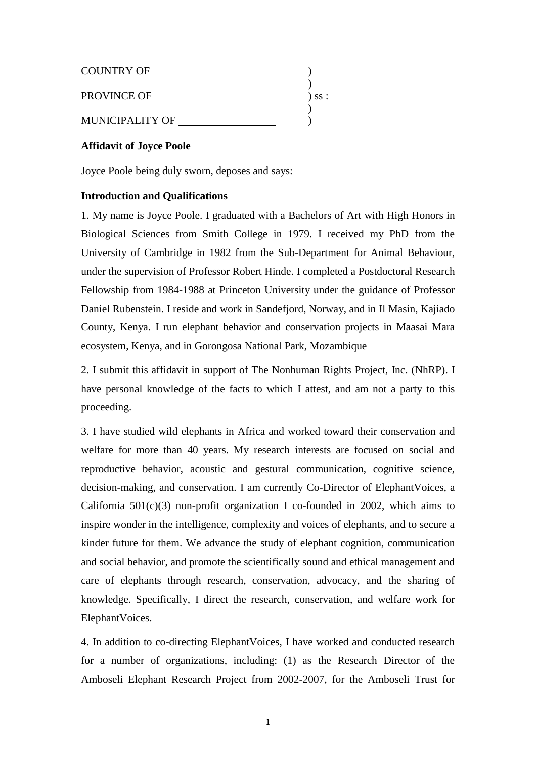COUNTRY OF \_\_\_\_\_\_\_\_\_\_\_\_\_\_\_\_\_\_\_\_\_\_ )
)
PROVINCE OF \_\_\_\_\_\_\_\_\_\_\_\_\_\_\_\_\_\_\_\_\_\_ ) ss :
)
MUNICIPALITY OF \_\_\_\_\_\_\_\_\_\_\_\_\_\_\_\_\_\_ )

**Affidavit of Joyce Poole**

Joyce Poole being duly sworn, deposes and says:

**Introduction and Qualifications**

1. My name is Joyce Poole. I graduated with a Bachelors of Art with High Honors in Biological Sciences from Smith College in 1979. I received my PhD from the University of Cambridge in 1982 from the Sub-Department for Animal Behaviour, under the supervision of Professor Robert Hinde. I completed a Postdoctoral Research Fellowship from 1984-1988 at Princeton University under the guidance of Professor Daniel Rubenstein. I reside and work in Sandefjord, Norway, and in Il Masin, Kajiado County, Kenya. I run elephant behavior and conservation projects in Maasai Mara ecosystem, Kenya, and in Gorongosa National Park, Mozambique

2. I submit this affidavit in support of The Nonhuman Rights Project, Inc. (NhRP). I have personal knowledge of the facts to which I attest, and am not a party to this proceeding.

3. I have studied wild elephants in Africa and worked toward their conservation and welfare for more than 40 years. My research interests are focused on social and reproductive behavior, acoustic and gestural communication, cognitive science, decision-making, and conservation. I am currently Co-Director of ElephantVoices, a California 501(c)(3) non-profit organization I co-founded in 2002, which aims to inspire wonder in the intelligence, complexity and voices of elephants, and to secure a kinder future for them. We advance the study of elephant cognition, communication and social behavior, and promote the scientifically sound and ethical management and care of elephants through research, conservation, advocacy, and the sharing of knowledge. Specifically, I direct the research, conservation, and welfare work for ElephantVoices.

4. In addition to co-directing ElephantVoices, I have worked and conducted research for a number of organizations, including: (1) as the Research Director of the Amboseli Elephant Research Project from 2002-2007, for the Amboseli Trust for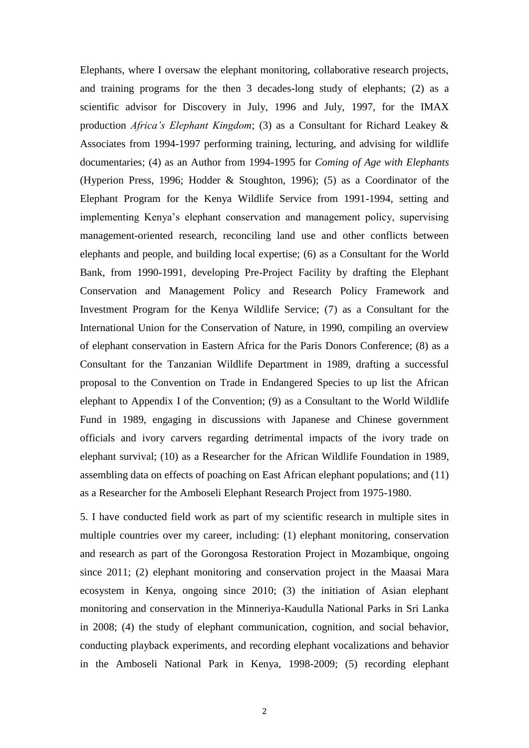Elephants, where I oversaw the elephant monitoring, collaborative research projects, and training programs for the then 3 decades-long study of elephants; (2) as a scientific advisor for Discovery in July, 1996 and July, 1997, for the IMAX production *Africa's Elephant Kingdom*; (3) as a Consultant for Richard Leakey & Associates from 1994-1997 performing training, lecturing, and advising for wildlife documentaries; (4) as an Author from 1994-1995 for *Coming of Age with Elephants* (Hyperion Press, 1996; Hodder & Stoughton, 1996); (5) as a Coordinator of the Elephant Program for the Kenya Wildlife Service from 1991-1994, setting and implementing Kenya's elephant conservation and management policy, supervising management-oriented research, reconciling land use and other conflicts between elephants and people, and building local expertise; (6) as a Consultant for the World Bank, from 1990-1991, developing Pre-Project Facility by drafting the Elephant Conservation and Management Policy and Research Policy Framework and Investment Program for the Kenya Wildlife Service; (7) as a Consultant for the International Union for the Conservation of Nature, in 1990, compiling an overview of elephant conservation in Eastern Africa for the Paris Donors Conference; (8) as a Consultant for the Tanzanian Wildlife Department in 1989, drafting a successful proposal to the Convention on Trade in Endangered Species to up list the African elephant to Appendix I of the Convention; (9) as a Consultant to the World Wildlife Fund in 1989, engaging in discussions with Japanese and Chinese government officials and ivory carvers regarding detrimental impacts of the ivory trade on elephant survival; (10) as a Researcher for the African Wildlife Foundation in 1989, assembling data on effects of poaching on East African elephant populations; and (11) as a Researcher for the Amboseli Elephant Research Project from 1975-1980.

5. I have conducted field work as part of my scientific research in multiple sites in multiple countries over my career, including: (1) elephant monitoring, conservation and research as part of the Gorongosa Restoration Project in Mozambique, ongoing since 2011; (2) elephant monitoring and conservation project in the Maasai Mara ecosystem in Kenya, ongoing since 2010; (3) the initiation of Asian elephant monitoring and conservation in the Minneriya-Kaudulla National Parks in Sri Lanka in 2008; (4) the study of elephant communication, cognition, and social behavior, conducting playback experiments, and recording elephant vocalizations and behavior in the Amboseli National Park in Kenya, 1998-2009; (5) recording elephant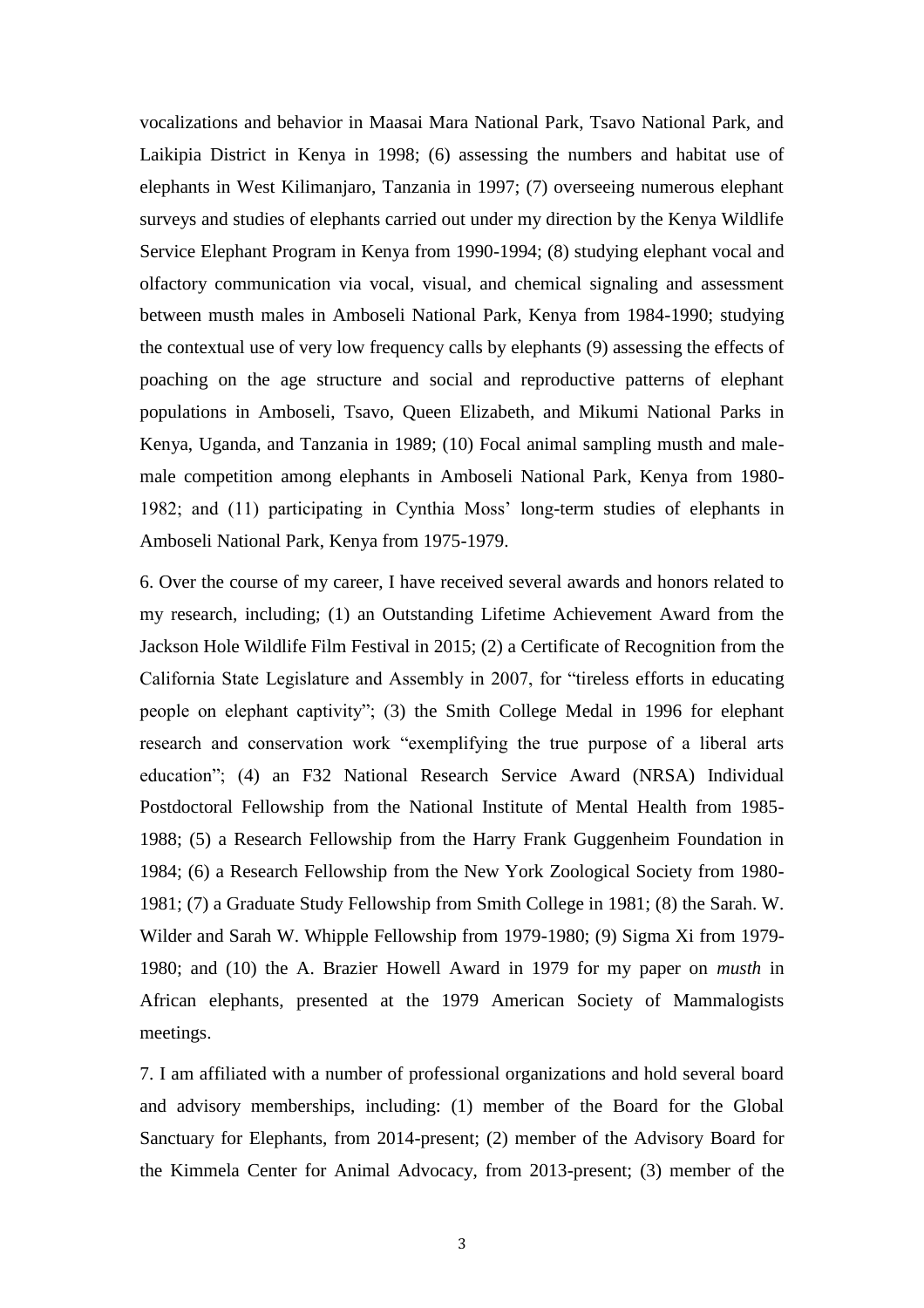vocalizations and behavior in Maasai Mara National Park, Tsavo National Park, and Laikipia District in Kenya in 1998; (6) assessing the numbers and habitat use of elephants in West Kilimanjaro, Tanzania in 1997; (7) overseeing numerous elephant surveys and studies of elephants carried out under my direction by the Kenya Wildlife Service Elephant Program in Kenya from 1990-1994; (8) studying elephant vocal and olfactory communication via vocal, visual, and chemical signaling and assessment between musth males in Amboseli National Park, Kenya from 1984-1990; studying the contextual use of very low frequency calls by elephants (9) assessing the effects of poaching on the age structure and social and reproductive patterns of elephant populations in Amboseli, Tsavo, Queen Elizabeth, and Mikumi National Parks in Kenya, Uganda, and Tanzania in 1989; (10) Focal animal sampling musth and male-male competition among elephants in Amboseli National Park, Kenya from 1980-1982; and (11) participating in Cynthia Moss' long-term studies of elephants in Amboseli National Park, Kenya from 1975-1979.

6. Over the course of my career, I have received several awards and honors related to my research, including; (1) an Outstanding Lifetime Achievement Award from the Jackson Hole Wildlife Film Festival in 2015; (2) a Certificate of Recognition from the California State Legislature and Assembly in 2007, for "tireless efforts in educating people on elephant captivity"; (3) the Smith College Medal in 1996 for elephant research and conservation work "exemplifying the true purpose of a liberal arts education"; (4) an F32 National Research Service Award (NRSA) Individual Postdoctoral Fellowship from the National Institute of Mental Health from 1985-1988; (5) a Research Fellowship from the Harry Frank Guggenheim Foundation in 1984; (6) a Research Fellowship from the New York Zoological Society from 1980-1981; (7) a Graduate Study Fellowship from Smith College in 1981; (8) the Sarah. W. Wilder and Sarah W. Whipple Fellowship from 1979-1980; (9) Sigma Xi from 1979-1980; and (10) the A. Brazier Howell Award in 1979 for my paper on *musth* in African elephants, presented at the 1979 American Society of Mammalogists meetings.

7. I am affiliated with a number of professional organizations and hold several board and advisory memberships, including: (1) member of the Board for the Global Sanctuary for Elephants, from 2014-present; (2) member of the Advisory Board for the Kimmela Center for Animal Advocacy, from 2013-present; (3) member of the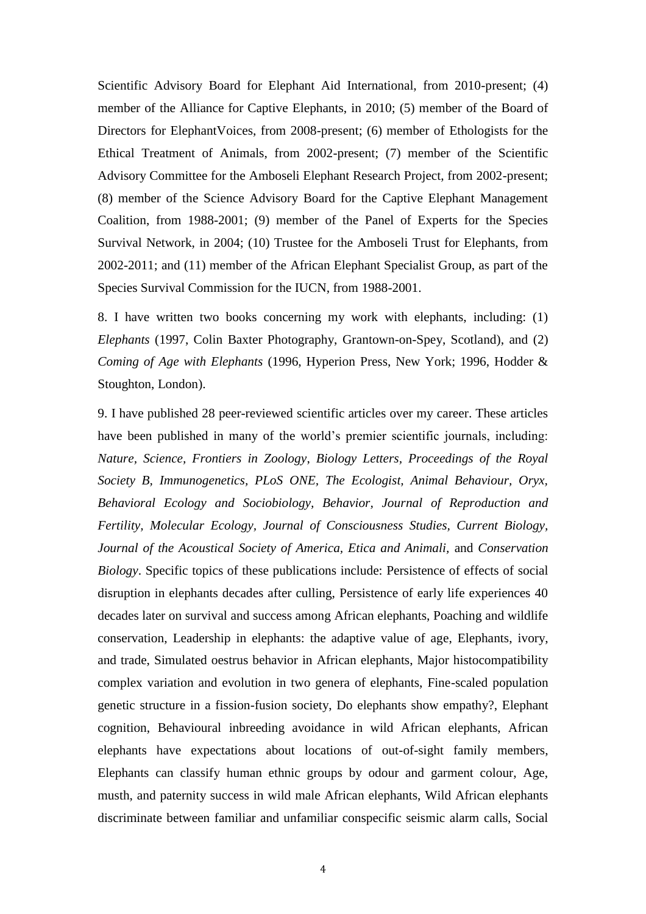Scientific Advisory Board for Elephant Aid International, from 2010-present; (4) member of the Alliance for Captive Elephants, in 2010; (5) member of the Board of Directors for ElephantVoices, from 2008-present; (6) member of Ethologists for the Ethical Treatment of Animals, from 2002-present; (7) member of the Scientific Advisory Committee for the Amboseli Elephant Research Project, from 2002-present; (8) member of the Science Advisory Board for the Captive Elephant Management Coalition, from 1988-2001; (9) member of the Panel of Experts for the Species Survival Network, in 2004; (10) Trustee for the Amboseli Trust for Elephants, from 2002-2011; and (11) member of the African Elephant Specialist Group, as part of the Species Survival Commission for the IUCN, from 1988-2001.

8. I have written two books concerning my work with elephants, including: (1) *Elephants* (1997, Colin Baxter Photography, Grantown-on-Spey, Scotland), and (2) *Coming of Age with Elephants* (1996, Hyperion Press, New York; 1996, Hodder & Stoughton, London).

9. I have published 28 peer-reviewed scientific articles over my career. These articles have been published in many of the world's premier scientific journals, including: *Nature, Science, Frontiers in Zoology, Biology Letters, Proceedings of the Royal Society B, Immunogenetics, PLoS ONE, The Ecologist, Animal Behaviour, Oryx, Behavioral Ecology and Sociobiology, Behavior, Journal of Reproduction and Fertility, Molecular Ecology, Journal of Consciousness Studies, Current Biology, Journal of the Acoustical Society of America, Etica and Animali,* and *Conservation Biology*. Specific topics of these publications include: Persistence of effects of social disruption in elephants decades after culling, Persistence of early life experiences 40 decades later on survival and success among African elephants, Poaching and wildlife conservation, Leadership in elephants: the adaptive value of age, Elephants, ivory, and trade, Simulated oestrus behavior in African elephants, Major histocompatibility complex variation and evolution in two genera of elephants, Fine-scaled population genetic structure in a fission-fusion society, Do elephants show empathy?, Elephant cognition, Behavioural inbreeding avoidance in wild African elephants, African elephants have expectations about locations of out-of-sight family members, Elephants can classify human ethnic groups by odour and garment colour, Age, musth, and paternity success in wild male African elephants, Wild African elephants discriminate between familiar and unfamiliar conspecific seismic alarm calls, Social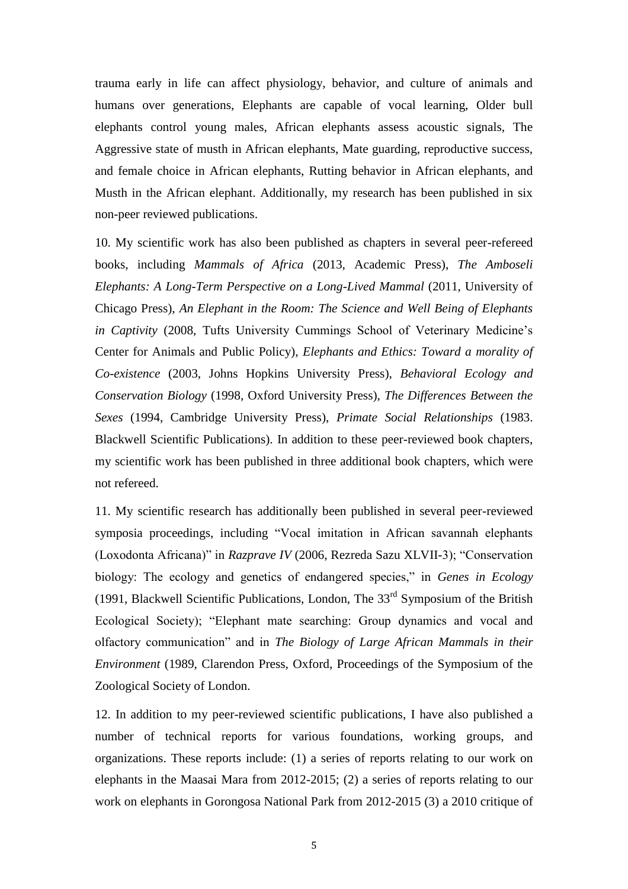trauma early in life can affect physiology, behavior, and culture of animals and humans over generations, Elephants are capable of vocal learning, Older bull elephants control young males, African elephants assess acoustic signals, The Aggressive state of musth in African elephants, Mate guarding, reproductive success, and female choice in African elephants, Rutting behavior in African elephants, and Musth in the African elephant. Additionally, my research has been published in six non-peer reviewed publications.

10. My scientific work has also been published as chapters in several peer-refereed books, including *Mammals of Africa* (2013, Academic Press), *The Amboseli Elephants: A Long-Term Perspective on a Long-Lived Mammal* (2011, University of Chicago Press), *An Elephant in the Room: The Science and Well Being of Elephants in Captivity* (2008, Tufts University Cummings School of Veterinary Medicine's Center for Animals and Public Policy), *Elephants and Ethics: Toward a morality of Co-existence* (2003, Johns Hopkins University Press), *Behavioral Ecology and Conservation Biology* (1998, Oxford University Press), *The Differences Between the Sexes* (1994, Cambridge University Press), *Primate Social Relationships* (1983. Blackwell Scientific Publications). In addition to these peer-reviewed book chapters, my scientific work has been published in three additional book chapters, which were not refereed.

11. My scientific research has additionally been published in several peer-reviewed symposia proceedings, including "Vocal imitation in African savannah elephants (Loxodonta Africana)" in *Razprave IV* (2006, Rezreda Sazu XLVII-3); "Conservation biology: The ecology and genetics of endangered species," in *Genes in Ecology* (1991, Blackwell Scientific Publications, London, The 33rd Symposium of the British Ecological Society); "Elephant mate searching: Group dynamics and vocal and olfactory communication" and in *The Biology of Large African Mammals in their Environment* (1989, Clarendon Press, Oxford, Proceedings of the Symposium of the Zoological Society of London.

12. In addition to my peer-reviewed scientific publications, I have also published a number of technical reports for various foundations, working groups, and organizations. These reports include: (1) a series of reports relating to our work on elephants in the Maasai Mara from 2012-2015; (2) a series of reports relating to our work on elephants in Gorongosa National Park from 2012-2015 (3) a 2010 critique of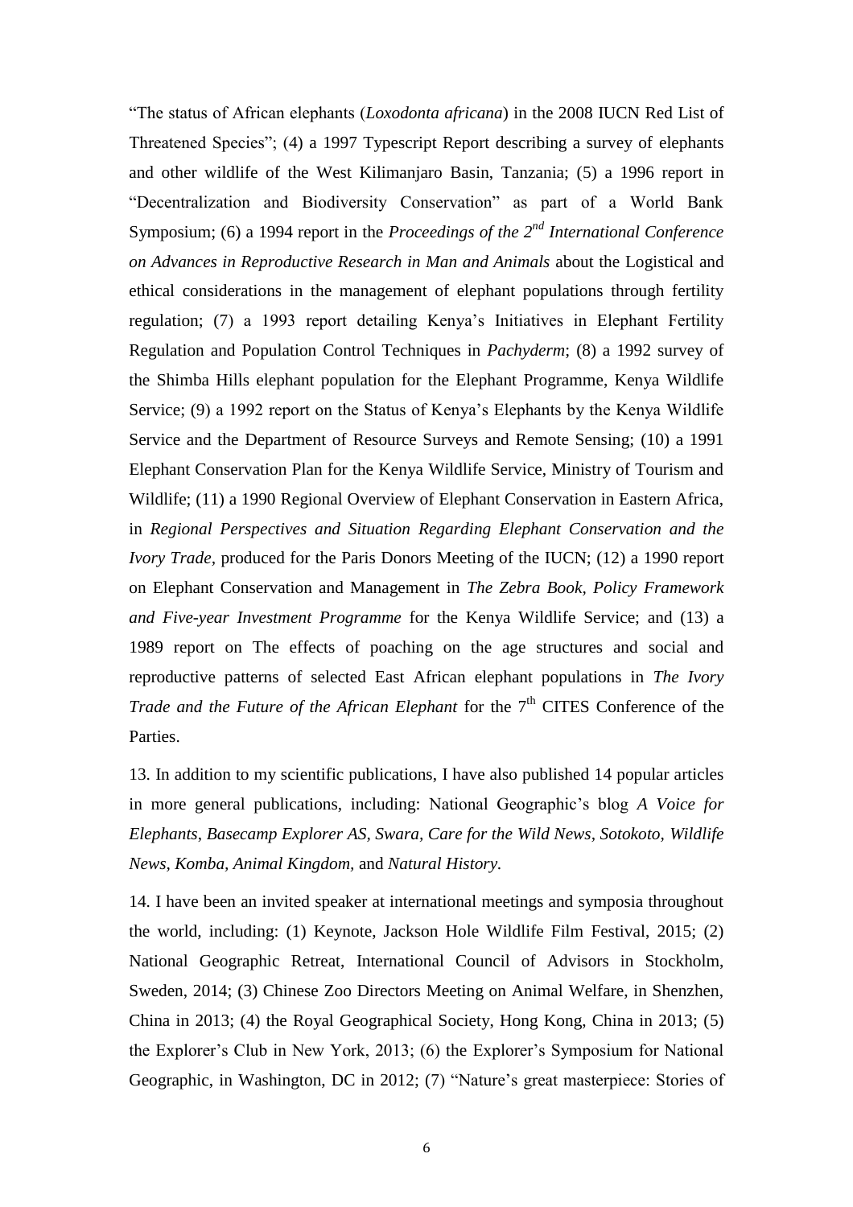"The status of African elephants (*Loxodonta africana*) in the 2008 IUCN Red List of Threatened Species"; (4) a 1997 Typescript Report describing a survey of elephants and other wildlife of the West Kilimanjaro Basin, Tanzania; (5) a 1996 report in "Decentralization and Biodiversity Conservation" as part of a World Bank Symposium; (6) a 1994 report in the *Proceedings of the 2nd International Conference on Advances in Reproductive Research in Man and Animals* about the Logistical and ethical considerations in the management of elephant populations through fertility regulation; (7) a 1993 report detailing Kenya's Initiatives in Elephant Fertility Regulation and Population Control Techniques in *Pachyderm*; (8) a 1992 survey of the Shimba Hills elephant population for the Elephant Programme, Kenya Wildlife Service; (9) a 1992 report on the Status of Kenya's Elephants by the Kenya Wildlife Service and the Department of Resource Surveys and Remote Sensing; (10) a 1991 Elephant Conservation Plan for the Kenya Wildlife Service, Ministry of Tourism and Wildlife; (11) a 1990 Regional Overview of Elephant Conservation in Eastern Africa, in *Regional Perspectives and Situation Regarding Elephant Conservation and the Ivory Trade*, produced for the Paris Donors Meeting of the IUCN; (12) a 1990 report on Elephant Conservation and Management in *The Zebra Book, Policy Framework and Five-year Investment Programme* for the Kenya Wildlife Service; and (13) a 1989 report on The effects of poaching on the age structures and social and reproductive patterns of selected East African elephant populations in *The Ivory Trade and the Future of the African Elephant* for the 7th CITES Conference of the Parties.

13. In addition to my scientific publications, I have also published 14 popular articles in more general publications, including: National Geographic's blog *A Voice for Elephants*, *Basecamp Explorer AS, Swara, Care for the Wild News, Sotokoto, Wildlife News, Komba, Animal Kingdom,* and *Natural History.*

14. I have been an invited speaker at international meetings and symposia throughout the world, including: (1) Keynote, Jackson Hole Wildlife Film Festival, 2015; (2) National Geographic Retreat, International Council of Advisors in Stockholm, Sweden, 2014; (3) Chinese Zoo Directors Meeting on Animal Welfare, in Shenzhen, China in 2013; (4) the Royal Geographical Society, Hong Kong, China in 2013; (5) the Explorer's Club in New York, 2013; (6) the Explorer's Symposium for National Geographic, in Washington, DC in 2012; (7) "Nature's great masterpiece: Stories of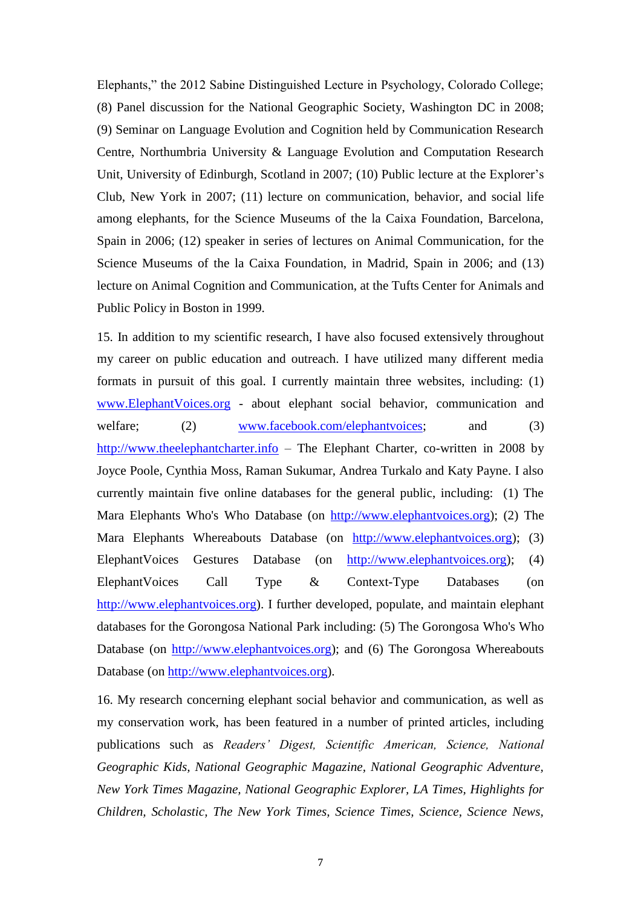Elephants," the 2012 Sabine Distinguished Lecture in Psychology, Colorado College; (8) Panel discussion for the National Geographic Society, Washington DC in 2008; (9) Seminar on Language Evolution and Cognition held by Communication Research Centre, Northumbria University & Language Evolution and Computation Research Unit, University of Edinburgh, Scotland in 2007; (10) Public lecture at the Explorer's Club, New York in 2007; (11) lecture on communication, behavior, and social life among elephants, for the Science Museums of the la Caixa Foundation, Barcelona, Spain in 2006; (12) speaker in series of lectures on Animal Communication, for the Science Museums of the la Caixa Foundation, in Madrid, Spain in 2006; and (13) lecture on Animal Cognition and Communication, at the Tufts Center for Animals and Public Policy in Boston in 1999.

15. In addition to my scientific research, I have also focused extensively throughout my career on public education and outreach. I have utilized many different media formats in pursuit of this goal. I currently maintain three websites, including: (1) www.ElephantVoices.org - about elephant social behavior, communication and welfare; (2) www.facebook.com/elephantvoices; and (3) http://www.theelephantcharter.info – The Elephant Charter, co-written in 2008 by Joyce Poole, Cynthia Moss, Raman Sukumar, Andrea Turkalo and Katy Payne. I also currently maintain five online databases for the general public, including: (1) The Mara Elephants Who's Who Database (on http://www.elephantvoices.org); (2) The Mara Elephants Whereabouts Database (on http://www.elephantvoices.org); (3) ElephantVoices Gestures Database (on http://www.elephantvoices.org); (4) ElephantVoices Call Type & Context-Type Databases (on http://www.elephantvoices.org). I further developed, populate, and maintain elephant databases for the Gorongosa National Park including: (5) The Gorongosa Who's Who Database (on http://www.elephantvoices.org); and (6) The Gorongosa Whereabouts Database (on http://www.elephantvoices.org).

16. My research concerning elephant social behavior and communication, as well as my conservation work, has been featured in a number of printed articles, including publications such as *Readers' Digest, Scientific American, Science, National Geographic Kids, National Geographic Magazine, National Geographic Adventure, New York Times Magazine, National Geographic Explorer, LA Times, Highlights for Children, Scholastic, The New York Times, Science Times, Science, Science News,*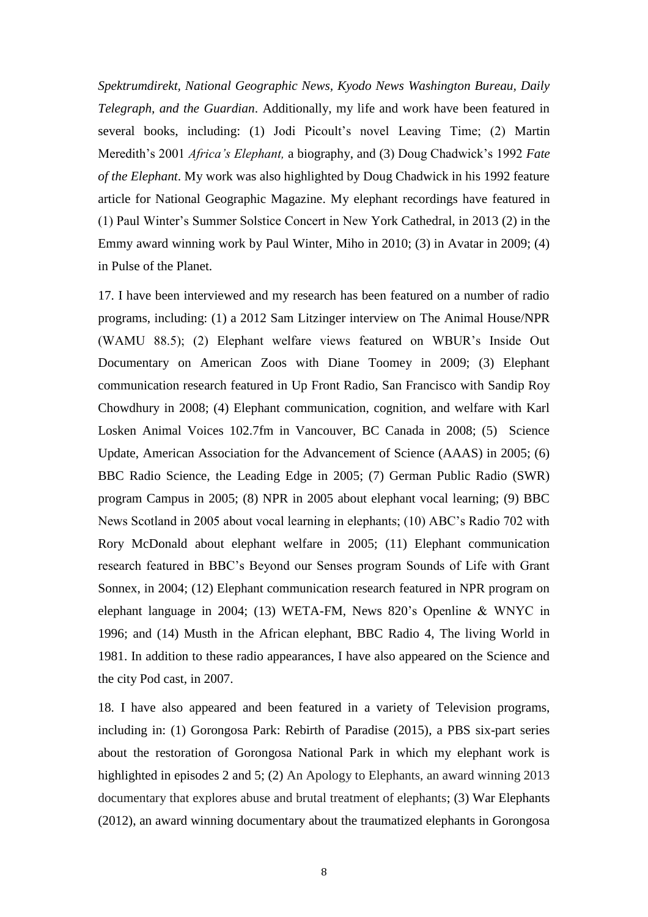*Spektrumdirekt*, *National Geographic News*, *Kyodo News Washington Bureau*, *Daily Telegraph*, *and the Guardian*. Additionally, my life and work have been featured in several books, including: (1) Jodi Picoult's novel Leaving Time; (2) Martin Meredith's 2001 *Africa's Elephant,* a biography, and (3) Doug Chadwick's 1992 *Fate of the Elephant*. My work was also highlighted by Doug Chadwick in his 1992 feature article for National Geographic Magazine. My elephant recordings have featured in (1) Paul Winter's Summer Solstice Concert in New York Cathedral, in 2013 (2) in the Emmy award winning work by Paul Winter, Miho in 2010; (3) in Avatar in 2009; (4) in Pulse of the Planet.

17. I have been interviewed and my research has been featured on a number of radio programs, including: (1) a 2012 Sam Litzinger interview on The Animal House/NPR (WAMU 88.5); (2) Elephant welfare views featured on WBUR's Inside Out Documentary on American Zoos with Diane Toomey in 2009; (3) Elephant communication research featured in Up Front Radio, San Francisco with Sandip Roy Chowdhury in 2008; (4) Elephant communication, cognition, and welfare with Karl Losken Animal Voices 102.7fm in Vancouver, BC Canada in 2008; (5) Science Update, American Association for the Advancement of Science (AAAS) in 2005; (6) BBC Radio Science, the Leading Edge in 2005; (7) German Public Radio (SWR) program Campus in 2005; (8) NPR in 2005 about elephant vocal learning; (9) BBC News Scotland in 2005 about vocal learning in elephants; (10) ABC's Radio 702 with Rory McDonald about elephant welfare in 2005; (11) Elephant communication research featured in BBC's Beyond our Senses program Sounds of Life with Grant Sonnex, in 2004; (12) Elephant communication research featured in NPR program on elephant language in 2004; (13) WETA-FM, News 820's Openline & WNYC in 1996; and (14) Musth in the African elephant, BBC Radio 4, The living World in 1981. In addition to these radio appearances, I have also appeared on the Science and the city Pod cast, in 2007.

18. I have also appeared and been featured in a variety of Television programs, including in: (1) Gorongosa Park: Rebirth of Paradise (2015), a PBS six-part series about the restoration of Gorongosa National Park in which my elephant work is highlighted in episodes 2 and 5; (2) An Apology to Elephants, an award winning 2013 documentary that explores abuse and brutal treatment of elephants; (3) War Elephants (2012), an award winning documentary about the traumatized elephants in Gorongosa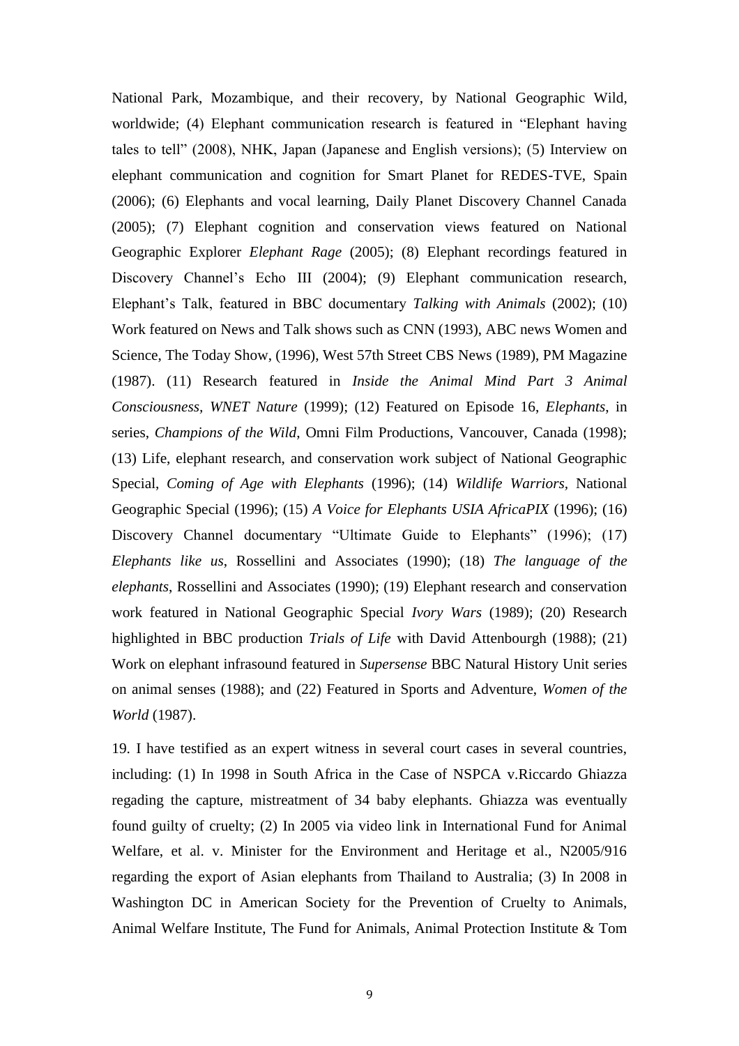National Park, Mozambique, and their recovery, by National Geographic Wild, worldwide; (4) Elephant communication research is featured in "Elephant having tales to tell" (2008), NHK, Japan (Japanese and English versions); (5) Interview on elephant communication and cognition for Smart Planet for REDES-TVE, Spain (2006); (6) Elephants and vocal learning, Daily Planet Discovery Channel Canada (2005); (7) Elephant cognition and conservation views featured on National Geographic Explorer *Elephant Rage* (2005); (8) Elephant recordings featured in Discovery Channel's Echo III (2004); (9) Elephant communication research, Elephant's Talk, featured in BBC documentary *Talking with Animals* (2002); (10) Work featured on News and Talk shows such as CNN (1993), ABC news Women and Science, The Today Show, (1996), West 57th Street CBS News (1989), PM Magazine (1987). (11) Research featured in *Inside the Animal Mind Part 3 Animal Consciousness, WNET Nature* (1999); (12) Featured on Episode 16, *Elephants*, in series, *Champions of the Wild*, Omni Film Productions, Vancouver, Canada (1998); (13) Life, elephant research, and conservation work subject of National Geographic Special, *Coming of Age with Elephants* (1996); (14) *Wildlife Warriors*, National Geographic Special (1996); (15) *A Voice for Elephants USIA AfricaPIX* (1996); (16) Discovery Channel documentary "Ultimate Guide to Elephants" (1996); (17) *Elephants like us*, Rossellini and Associates (1990); (18) *The language of the elephants*, Rossellini and Associates (1990); (19) Elephant research and conservation work featured in National Geographic Special *Ivory Wars* (1989); (20) Research highlighted in BBC production *Trials of Life* with David Attenbourgh (1988); (21) Work on elephant infrasound featured in *Supersense* BBC Natural History Unit series on animal senses (1988); and (22) Featured in Sports and Adventure, *Women of the World* (1987).

19. I have testified as an expert witness in several court cases in several countries, including: (1) In 1998 in South Africa in the Case of NSPCA v.Riccardo Ghiazza regading the capture, mistreatment of 34 baby elephants. Ghiazza was eventually found guilty of cruelty; (2) In 2005 via video link in International Fund for Animal Welfare, et al. v. Minister for the Environment and Heritage et al., N2005/916 regarding the export of Asian elephants from Thailand to Australia; (3) In 2008 in Washington DC in American Society for the Prevention of Cruelty to Animals, Animal Welfare Institute, The Fund for Animals, Animal Protection Institute & Tom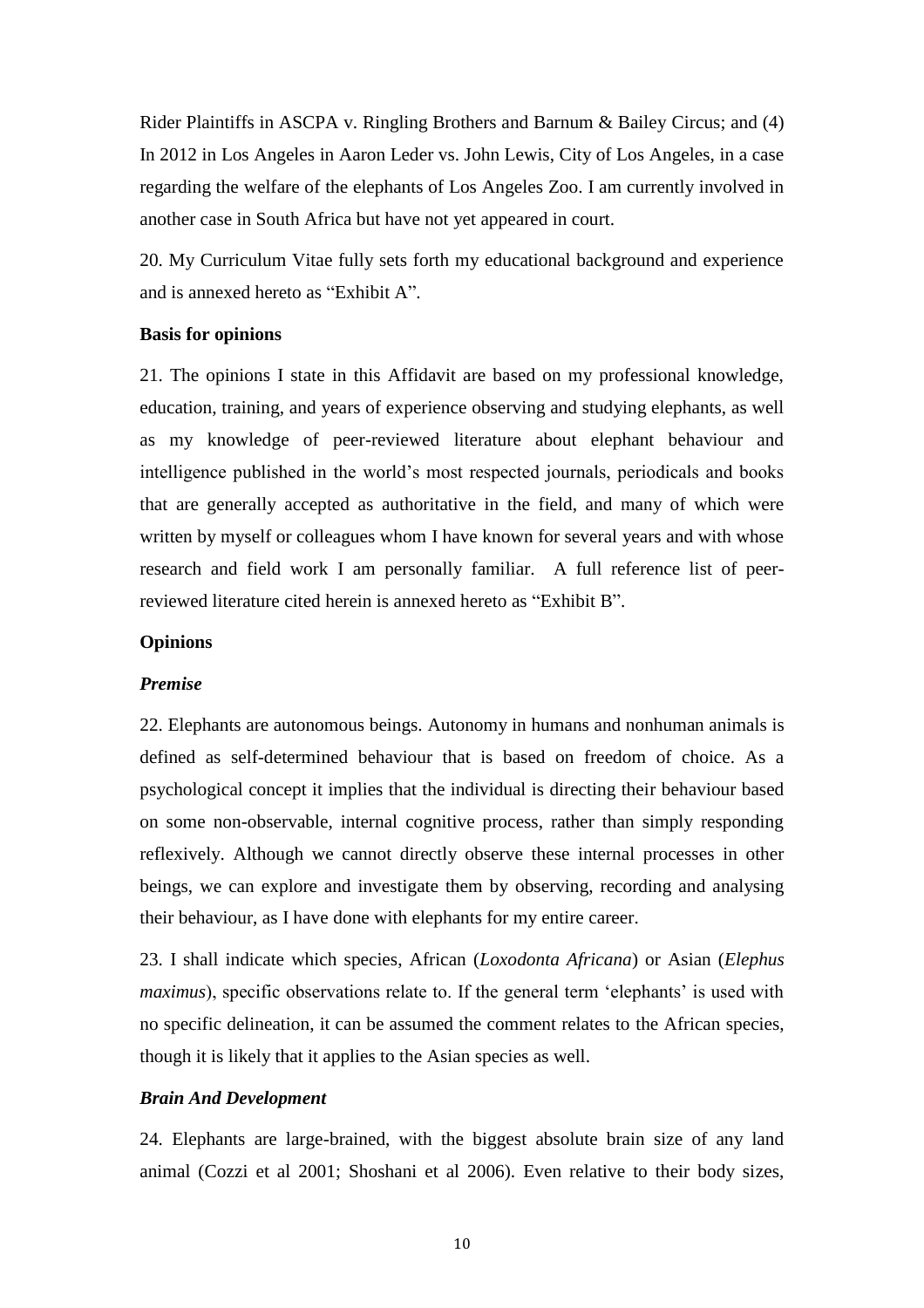Rider Plaintiffs in ASCPA v. Ringling Brothers and Barnum & Bailey Circus; and (4) In 2012 in Los Angeles in Aaron Leder vs. John Lewis, City of Los Angeles, in a case regarding the welfare of the elephants of Los Angeles Zoo. I am currently involved in another case in South Africa but have not yet appeared in court.

20. My Curriculum Vitae fully sets forth my educational background and experience and is annexed hereto as "Exhibit A".

**Basis for opinions**

21. The opinions I state in this Affidavit are based on my professional knowledge, education, training, and years of experience observing and studying elephants, as well as my knowledge of peer-reviewed literature about elephant behaviour and intelligence published in the world's most respected journals, periodicals and books that are generally accepted as authoritative in the field, and many of which were written by myself or colleagues whom I have known for several years and with whose research and field work I am personally familiar. A full reference list of peer-reviewed literature cited herein is annexed hereto as "Exhibit B".

**Opinions**

***Premise***

22. Elephants are autonomous beings. Autonomy in humans and nonhuman animals is defined as self-determined behaviour that is based on freedom of choice. As a psychological concept it implies that the individual is directing their behaviour based on some non-observable, internal cognitive process, rather than simply responding reflexively. Although we cannot directly observe these internal processes in other beings, we can explore and investigate them by observing, recording and analysing their behaviour, as I have done with elephants for my entire career.

23. I shall indicate which species, African (*Loxodonta Africana*) or Asian (*Elephus maximus*), specific observations relate to. If the general term 'elephants' is used with no specific delineation, it can be assumed the comment relates to the African species, though it is likely that it applies to the Asian species as well.

***Brain And Development***

24. Elephants are large-brained, with the biggest absolute brain size of any land animal (Cozzi et al 2001; Shoshani et al 2006). Even relative to their body sizes,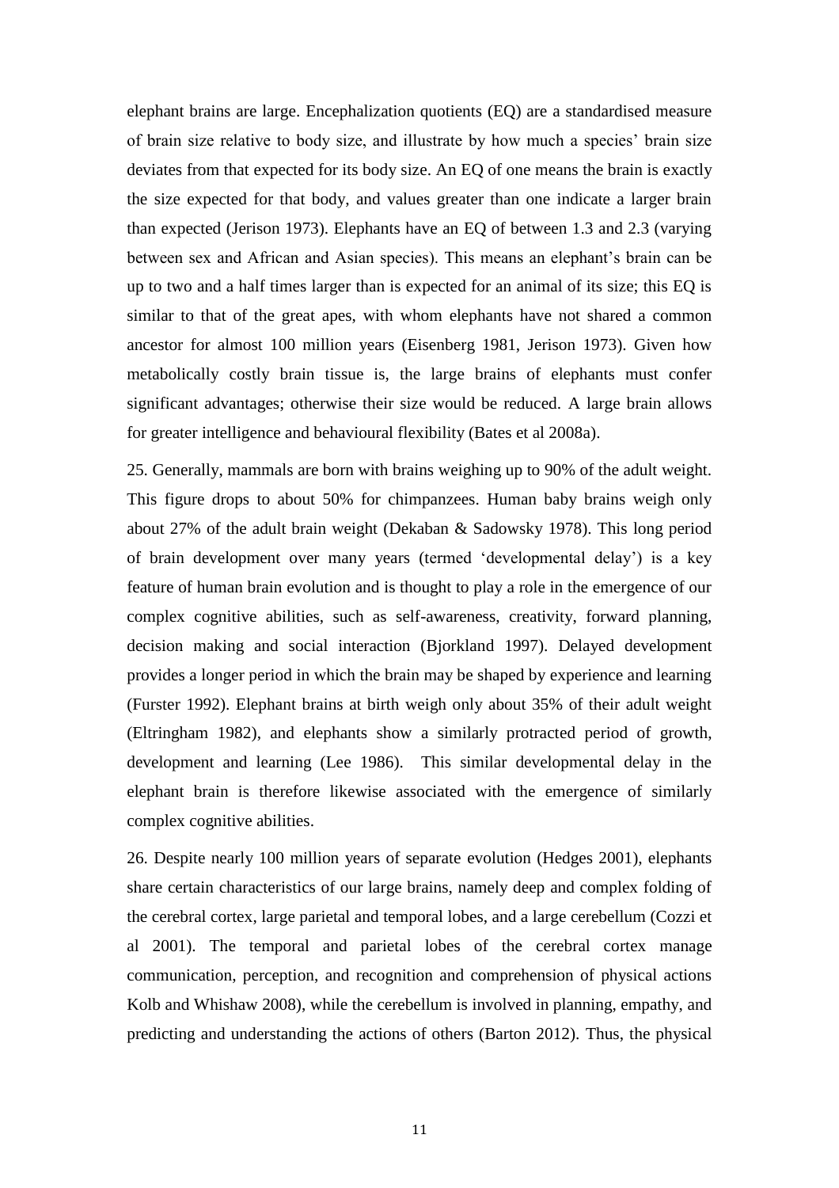elephant brains are large. Encephalization quotients (EQ) are a standardised measure of brain size relative to body size, and illustrate by how much a species' brain size deviates from that expected for its body size. An EQ of one means the brain is exactly the size expected for that body, and values greater than one indicate a larger brain than expected (Jerison 1973). Elephants have an EQ of between 1.3 and 2.3 (varying between sex and African and Asian species). This means an elephant's brain can be up to two and a half times larger than is expected for an animal of its size; this EQ is similar to that of the great apes, with whom elephants have not shared a common ancestor for almost 100 million years (Eisenberg 1981, Jerison 1973). Given how metabolically costly brain tissue is, the large brains of elephants must confer significant advantages; otherwise their size would be reduced. A large brain allows for greater intelligence and behavioural flexibility (Bates et al 2008a).

25. Generally, mammals are born with brains weighing up to 90% of the adult weight. This figure drops to about 50% for chimpanzees. Human baby brains weigh only about 27% of the adult brain weight (Dekaban & Sadowsky 1978). This long period of brain development over many years (termed 'developmental delay') is a key feature of human brain evolution and is thought to play a role in the emergence of our complex cognitive abilities, such as self-awareness, creativity, forward planning, decision making and social interaction (Bjorkland 1997). Delayed development provides a longer period in which the brain may be shaped by experience and learning (Furster 1992). Elephant brains at birth weigh only about 35% of their adult weight (Eltringham 1982), and elephants show a similarly protracted period of growth, development and learning (Lee 1986). This similar developmental delay in the elephant brain is therefore likewise associated with the emergence of similarly complex cognitive abilities.

26. Despite nearly 100 million years of separate evolution (Hedges 2001), elephants share certain characteristics of our large brains, namely deep and complex folding of the cerebral cortex, large parietal and temporal lobes, and a large cerebellum (Cozzi et al 2001). The temporal and parietal lobes of the cerebral cortex manage communication, perception, and recognition and comprehension of physical actions Kolb and Whishaw 2008), while the cerebellum is involved in planning, empathy, and predicting and understanding the actions of others (Barton 2012). Thus, the physical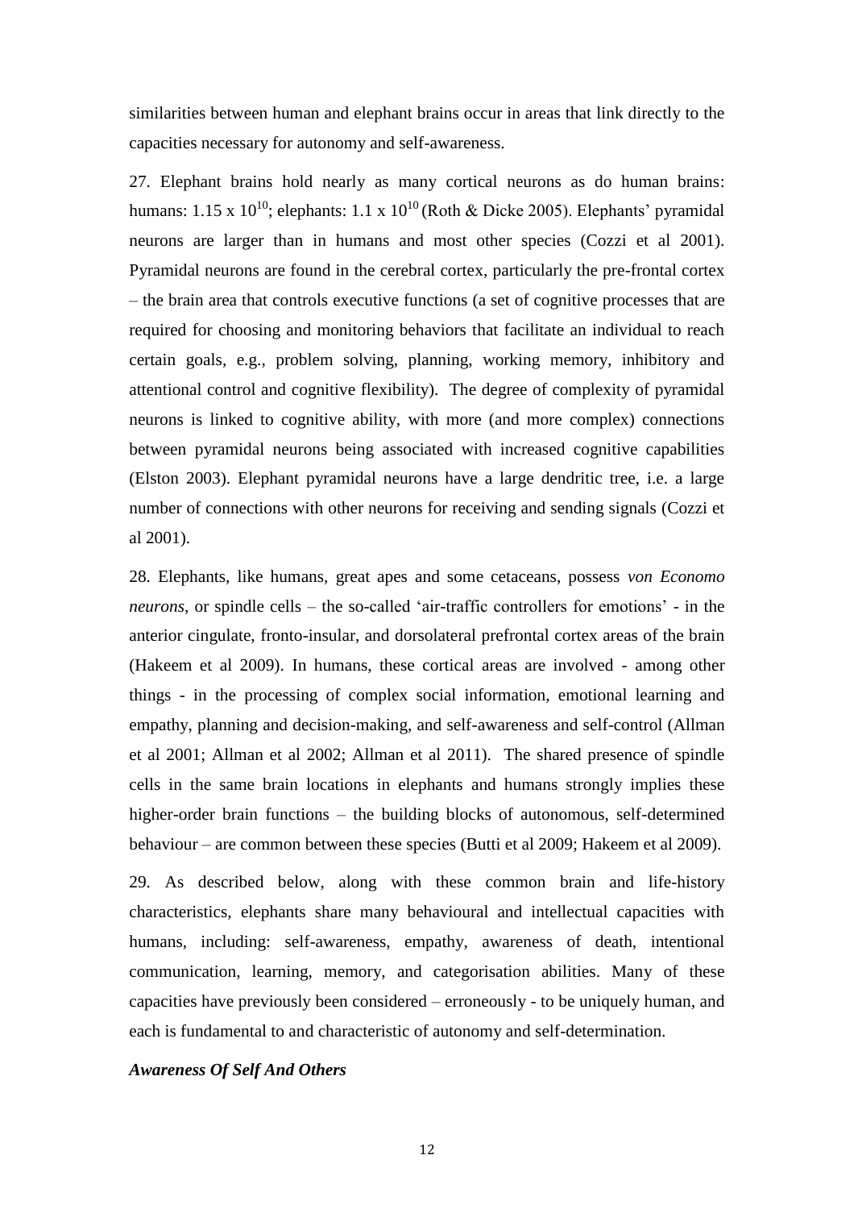similarities between human and elephant brains occur in areas that link directly to the capacities necessary for autonomy and self-awareness.

27. Elephant brains hold nearly as many cortical neurons as do human brains: humans: $1.15 \times 10^{10}$; elephants: $1.1 \times 10^{10}$ (Roth & Dicke 2005). Elephants' pyramidal neurons are larger than in humans and most other species (Cozzi et al 2001). Pyramidal neurons are found in the cerebral cortex, particularly the pre-frontal cortex – the brain area that controls executive functions (a set of cognitive processes that are required for choosing and monitoring behaviors that facilitate an individual to reach certain goals, e.g., problem solving, planning, working memory, inhibitory and attentional control and cognitive flexibility). The degree of complexity of pyramidal neurons is linked to cognitive ability, with more (and more complex) connections between pyramidal neurons being associated with increased cognitive capabilities (Elston 2003). Elephant pyramidal neurons have a large dendritic tree, i.e. a large number of connections with other neurons for receiving and sending signals (Cozzi et al 2001).

28. Elephants, like humans, great apes and some cetaceans, possess *von Economo neurons*, or spindle cells – the so-called 'air-traffic controllers for emotions' - in the anterior cingulate, fronto-insular, and dorsolateral prefrontal cortex areas of the brain (Hakeem et al 2009). In humans, these cortical areas are involved - among other things - in the processing of complex social information, emotional learning and empathy, planning and decision-making, and self-awareness and self-control (Allman et al 2001; Allman et al 2002; Allman et al 2011). The shared presence of spindle cells in the same brain locations in elephants and humans strongly implies these higher-order brain functions – the building blocks of autonomous, self-determined behaviour – are common between these species (Butti et al 2009; Hakeem et al 2009).

29. As described below, along with these common brain and life-history characteristics, elephants share many behavioural and intellectual capacities with humans, including: self-awareness, empathy, awareness of death, intentional communication, learning, memory, and categorisation abilities. Many of these capacities have previously been considered – erroneously - to be uniquely human, and each is fundamental to and characteristic of autonomy and self-determination.

### *Awareness Of Self And Others*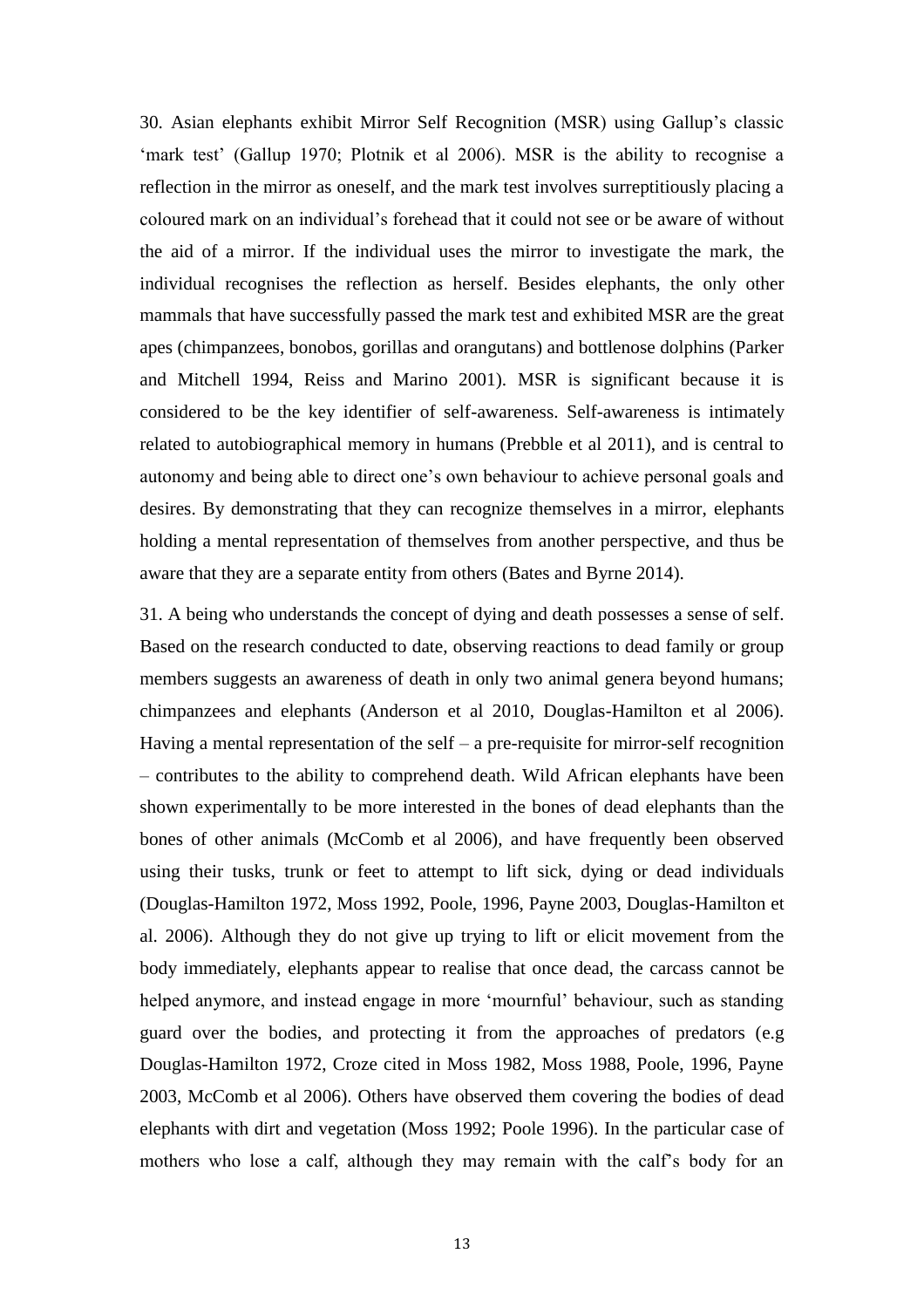30. Asian elephants exhibit Mirror Self Recognition (MSR) using Gallup's classic 'mark test' (Gallup 1970; Plotnik et al 2006). MSR is the ability to recognise a reflection in the mirror as oneself, and the mark test involves surreptitiously placing a coloured mark on an individual's forehead that it could not see or be aware of without the aid of a mirror. If the individual uses the mirror to investigate the mark, the individual recognises the reflection as herself. Besides elephants, the only other mammals that have successfully passed the mark test and exhibited MSR are the great apes (chimpanzees, bonobos, gorillas and orangutans) and bottlenose dolphins (Parker and Mitchell 1994, Reiss and Marino 2001). MSR is significant because it is considered to be the key identifier of self-awareness. Self-awareness is intimately related to autobiographical memory in humans (Prebble et al 2011), and is central to autonomy and being able to direct one's own behaviour to achieve personal goals and desires. By demonstrating that they can recognize themselves in a mirror, elephants holding a mental representation of themselves from another perspective, and thus be aware that they are a separate entity from others (Bates and Byrne 2014).

31. A being who understands the concept of dying and death possesses a sense of self. Based on the research conducted to date, observing reactions to dead family or group members suggests an awareness of death in only two animal genera beyond humans; chimpanzees and elephants (Anderson et al 2010, Douglas-Hamilton et al 2006). Having a mental representation of the self – a pre-requisite for mirror-self recognition – contributes to the ability to comprehend death. Wild African elephants have been shown experimentally to be more interested in the bones of dead elephants than the bones of other animals (McComb et al 2006), and have frequently been observed using their tusks, trunk or feet to attempt to lift sick, dying or dead individuals (Douglas-Hamilton 1972, Moss 1992, Poole, 1996, Payne 2003, Douglas-Hamilton et al. 2006). Although they do not give up trying to lift or elicit movement from the body immediately, elephants appear to realise that once dead, the carcass cannot be helped anymore, and instead engage in more 'mournful' behaviour, such as standing guard over the bodies, and protecting it from the approaches of predators (e.g Douglas-Hamilton 1972, Croze cited in Moss 1982, Moss 1988, Poole, 1996, Payne 2003, McComb et al 2006). Others have observed them covering the bodies of dead elephants with dirt and vegetation (Moss 1992; Poole 1996). In the particular case of mothers who lose a calf, although they may remain with the calf's body for an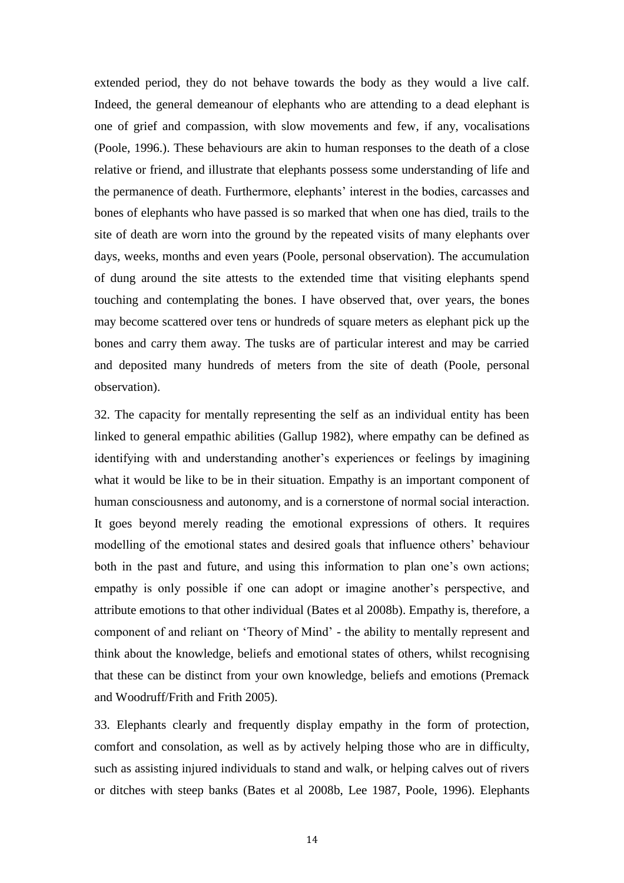extended period, they do not behave towards the body as they would a live calf. Indeed, the general demeanour of elephants who are attending to a dead elephant is one of grief and compassion, with slow movements and few, if any, vocalisations (Poole, 1996.). These behaviours are akin to human responses to the death of a close relative or friend, and illustrate that elephants possess some understanding of life and the permanence of death. Furthermore, elephants' interest in the bodies, carcasses and bones of elephants who have passed is so marked that when one has died, trails to the site of death are worn into the ground by the repeated visits of many elephants over days, weeks, months and even years (Poole, personal observation). The accumulation of dung around the site attests to the extended time that visiting elephants spend touching and contemplating the bones. I have observed that, over years, the bones may become scattered over tens or hundreds of square meters as elephant pick up the bones and carry them away. The tusks are of particular interest and may be carried and deposited many hundreds of meters from the site of death (Poole, personal observation).

32. The capacity for mentally representing the self as an individual entity has been linked to general empathic abilities (Gallup 1982), where empathy can be defined as identifying with and understanding another's experiences or feelings by imagining what it would be like to be in their situation. Empathy is an important component of human consciousness and autonomy, and is a cornerstone of normal social interaction. It goes beyond merely reading the emotional expressions of others. It requires modelling of the emotional states and desired goals that influence others' behaviour both in the past and future, and using this information to plan one's own actions; empathy is only possible if one can adopt or imagine another's perspective, and attribute emotions to that other individual (Bates et al 2008b). Empathy is, therefore, a component of and reliant on 'Theory of Mind' - the ability to mentally represent and think about the knowledge, beliefs and emotional states of others, whilst recognising that these can be distinct from your own knowledge, beliefs and emotions (Premack and Woodruff/Frith and Frith 2005).

33. Elephants clearly and frequently display empathy in the form of protection, comfort and consolation, as well as by actively helping those who are in difficulty, such as assisting injured individuals to stand and walk, or helping calves out of rivers or ditches with steep banks (Bates et al 2008b, Lee 1987, Poole, 1996). Elephants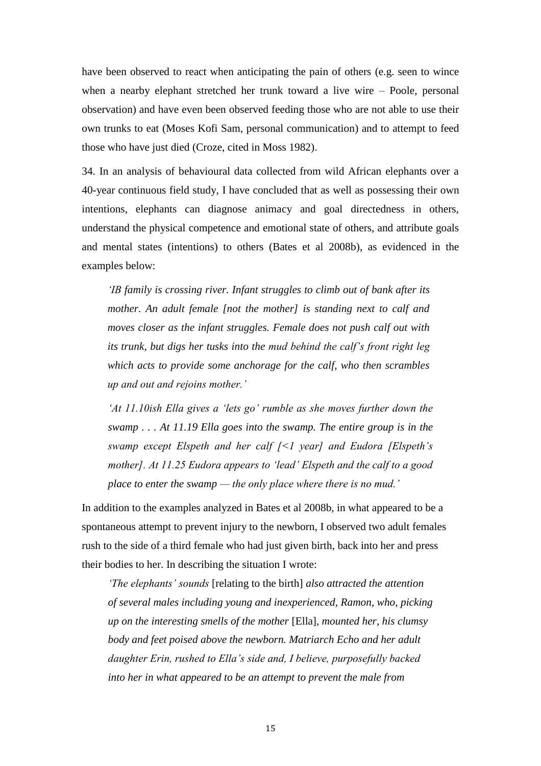have been observed to react when anticipating the pain of others (e.g. seen to wince when a nearby elephant stretched her trunk toward a live wire – Poole, personal observation) and have even been observed feeding those who are not able to use their own trunks to eat (Moses Kofi Sam, personal communication) and to attempt to feed those who have just died (Croze, cited in Moss 1982).

34. In an analysis of behavioural data collected from wild African elephants over a 40-year continuous field study, I have concluded that as well as possessing their own intentions, elephants can diagnose animacy and goal directedness in others, understand the physical competence and emotional state of others, and attribute goals and mental states (intentions) to others (Bates et al 2008b), as evidenced in the examples below:

> *'IB family is crossing river. Infant struggles to climb out of bank after its mother. An adult female [not the mother] is standing next to calf and moves closer as the infant struggles. Female does not push calf out with its trunk, but digs her tusks into the mud behind the calf's front right leg which acts to provide some anchorage for the calf, who then scrambles up and out and rejoins mother.'*

> *'At 11.10ish Ella gives a 'lets go' rumble as she moves further down the swamp . . . At 11.19 Ella goes into the swamp. The entire group is in the swamp except Elspeth and her calf [<1 year] and Eudora [Elspeth's mother]. At 11.25 Eudora appears to 'lead' Elspeth and the calf to a good place to enter the swamp — the only place where there is no mud.'*

In addition to the examples analyzed in Bates et al 2008b, in what appeared to be a spontaneous attempt to prevent injury to the newborn, I observed two adult females rush to the side of a third female who had just given birth, back into her and press their bodies to her. In describing the situation I wrote:

> *'The elephants' sounds* [relating to the birth] *also attracted the attention of several males including young and inexperienced, Ramon, who, picking up on the interesting smells of the mother* [Ella], *mounted her, his clumsy body and feet poised above the newborn. Matriarch Echo and her adult daughter Erin, rushed to Ella's side and, I believe, purposefully backed into her in what appeared to be an attempt to prevent the male from*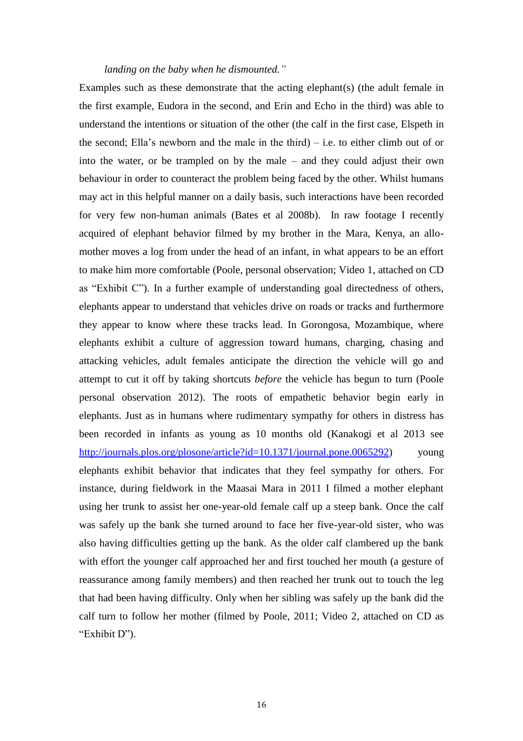*landing on the baby when he dismounted."*

Examples such as these demonstrate that the acting elephant(s) (the adult female in the first example, Eudora in the second, and Erin and Echo in the third) was able to understand the intentions or situation of the other (the calf in the first case, Elspeth in the second; Ella's newborn and the male in the third) – i.e. to either climb out of or into the water, or be trampled on by the male – and they could adjust their own behaviour in order to counteract the problem being faced by the other. Whilst humans may act in this helpful manner on a daily basis, such interactions have been recorded for very few non-human animals (Bates et al 2008b). In raw footage I recently acquired of elephant behavior filmed by my brother in the Mara, Kenya, an allo-mother moves a log from under the head of an infant, in what appears to be an effort to make him more comfortable (Poole, personal observation; Video 1, attached on CD as "Exhibit C"). In a further example of understanding goal directedness of others, elephants appear to understand that vehicles drive on roads or tracks and furthermore they appear to know where these tracks lead. In Gorongosa, Mozambique, where elephants exhibit a culture of aggression toward humans, charging, chasing and attacking vehicles, adult females anticipate the direction the vehicle will go and attempt to cut it off by taking shortcuts *before* the vehicle has begun to turn (Poole personal observation 2012). The roots of empathetic behavior begin early in elephants. Just as in humans where rudimentary sympathy for others in distress has been recorded in infants as young as 10 months old (Kanakogi et al 2013 see [http://journals.plos.org/plosone/article?id=10.1371/journal.pone.0065292](http://journals.plos.org/plosone/article?id=10.1371/journal.pone.0065292)) young elephants exhibit behavior that indicates that they feel sympathy for others. For instance, during fieldwork in the Maasai Mara in 2011 I filmed a mother elephant using her trunk to assist her one-year-old female calf up a steep bank. Once the calf was safely up the bank she turned around to face her five-year-old sister, who was also having difficulties getting up the bank. As the older calf clambered up the bank with effort the younger calf approached her and first touched her mouth (a gesture of reassurance among family members) and then reached her trunk out to touch the leg that had been having difficulty. Only when her sibling was safely up the bank did the calf turn to follow her mother (filmed by Poole, 2011; Video 2, attached on CD as "Exhibit D").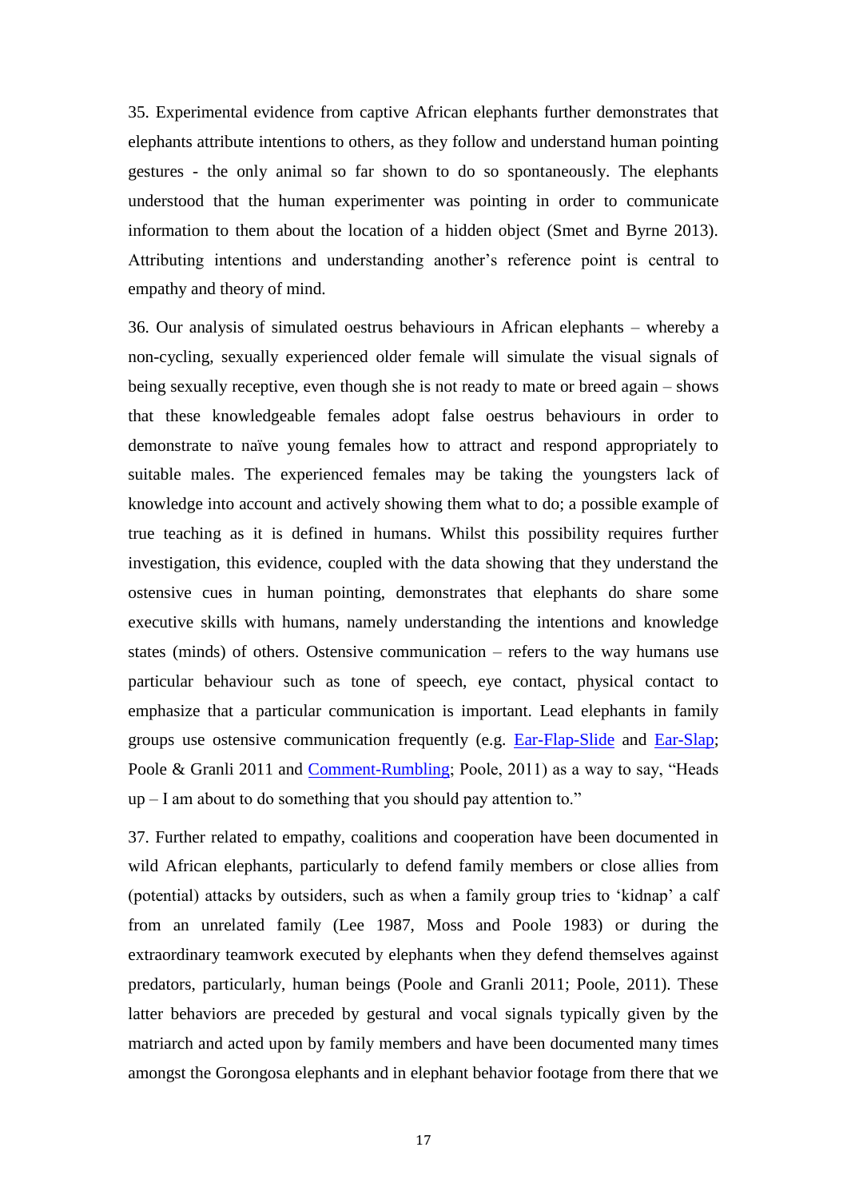35. Experimental evidence from captive African elephants further demonstrates that elephants attribute intentions to others, as they follow and understand human pointing gestures - the only animal so far shown to do so spontaneously. The elephants understood that the human experimenter was pointing in order to communicate information to them about the location of a hidden object (Smet and Byrne 2013). Attributing intentions and understanding another's reference point is central to empathy and theory of mind.

36. Our analysis of simulated oestrus behaviours in African elephants – whereby a non-cycling, sexually experienced older female will simulate the visual signals of being sexually receptive, even though she is not ready to mate or breed again – shows that these knowledgeable females adopt false oestrus behaviours in order to demonstrate to naïve young females how to attract and respond appropriately to suitable males. The experienced females may be taking the youngsters lack of knowledge into account and actively showing them what to do; a possible example of true teaching as it is defined in humans. Whilst this possibility requires further investigation, this evidence, coupled with the data showing that they understand the ostensive cues in human pointing, demonstrates that elephants do share some executive skills with humans, namely understanding the intentions and knowledge states (minds) of others. Ostensive communication – refers to the way humans use particular behaviour such as tone of speech, eye contact, physical contact to emphasize that a particular communication is important. Lead elephants in family groups use ostensive communication frequently (e.g. Ear-Flap-Slide and Ear-Slap; Poole & Granli 2011 and Comment-Rumbling; Poole, 2011) as a way to say, "Heads up – I am about to do something that you should pay attention to."

37. Further related to empathy, coalitions and cooperation have been documented in wild African elephants, particularly to defend family members or close allies from (potential) attacks by outsiders, such as when a family group tries to 'kidnap' a calf from an unrelated family (Lee 1987, Moss and Poole 1983) or during the extraordinary teamwork executed by elephants when they defend themselves against predators, particularly, human beings (Poole and Granli 2011; Poole, 2011). These latter behaviors are preceded by gestural and vocal signals typically given by the matriarch and acted upon by family members and have been documented many times amongst the Gorongosa elephants and in elephant behavior footage from there that we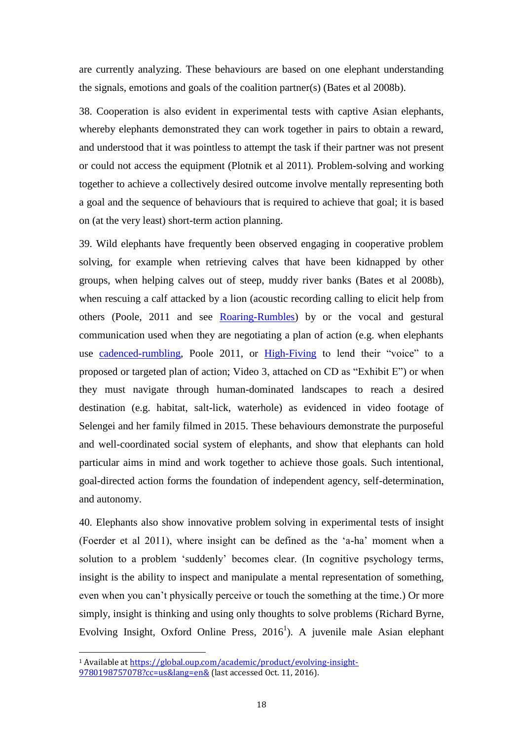are currently analyzing. These behaviours are based on one elephant understanding the signals, emotions and goals of the coalition partner(s) (Bates et al 2008b).

38. Cooperation is also evident in experimental tests with captive Asian elephants, whereby elephants demonstrated they can work together in pairs to obtain a reward, and understood that it was pointless to attempt the task if their partner was not present or could not access the equipment (Plotnik et al 2011). Problem-solving and working together to achieve a collectively desired outcome involve mentally representing both a goal and the sequence of behaviours that is required to achieve that goal; it is based on (at the very least) short-term action planning.

39. Wild elephants have frequently been observed engaging in cooperative problem solving, for example when retrieving calves that have been kidnapped by other groups, when helping calves out of steep, muddy river banks (Bates et al 2008b), when rescuing a calf attacked by a lion (acoustic recording calling to elicit help from others (Poole, 2011 and see [Roaring-Rumbles]) by or the vocal and gestural communication used when they are negotiating a plan of action (e.g. when elephants use [cadenced-rumbling], Poole 2011, or [High-Fiving] to lend their "voice" to a proposed or targeted plan of action; Video 3, attached on CD as "Exhibit E") or when they must navigate through human-dominated landscapes to reach a desired destination (e.g. habitat, salt-lick, waterhole) as evidenced in video footage of Selengei and her family filmed in 2015. These behaviours demonstrate the purposeful and well-coordinated social system of elephants, and show that elephants can hold particular aims in mind and work together to achieve those goals. Such intentional, goal-directed action forms the foundation of independent agency, self-determination, and autonomy.

40. Elephants also show innovative problem solving in experimental tests of insight (Foerder et al 2011), where insight can be defined as the 'a-ha' moment when a solution to a problem 'suddenly' becomes clear. (In cognitive psychology terms, insight is the ability to inspect and manipulate a mental representation of something, even when you can't physically perceive or touch the something at the time.) Or more simply, insight is thinking and using only thoughts to solve problems (Richard Byrne, Evolving Insight, Oxford Online Press, 2016[1]). A juvenile male Asian elephant

[1] Available at https://global.oup.com/academic/product/evolving-insight-9780198757078?cc=us&lang=en& (last accessed Oct. 11, 2016).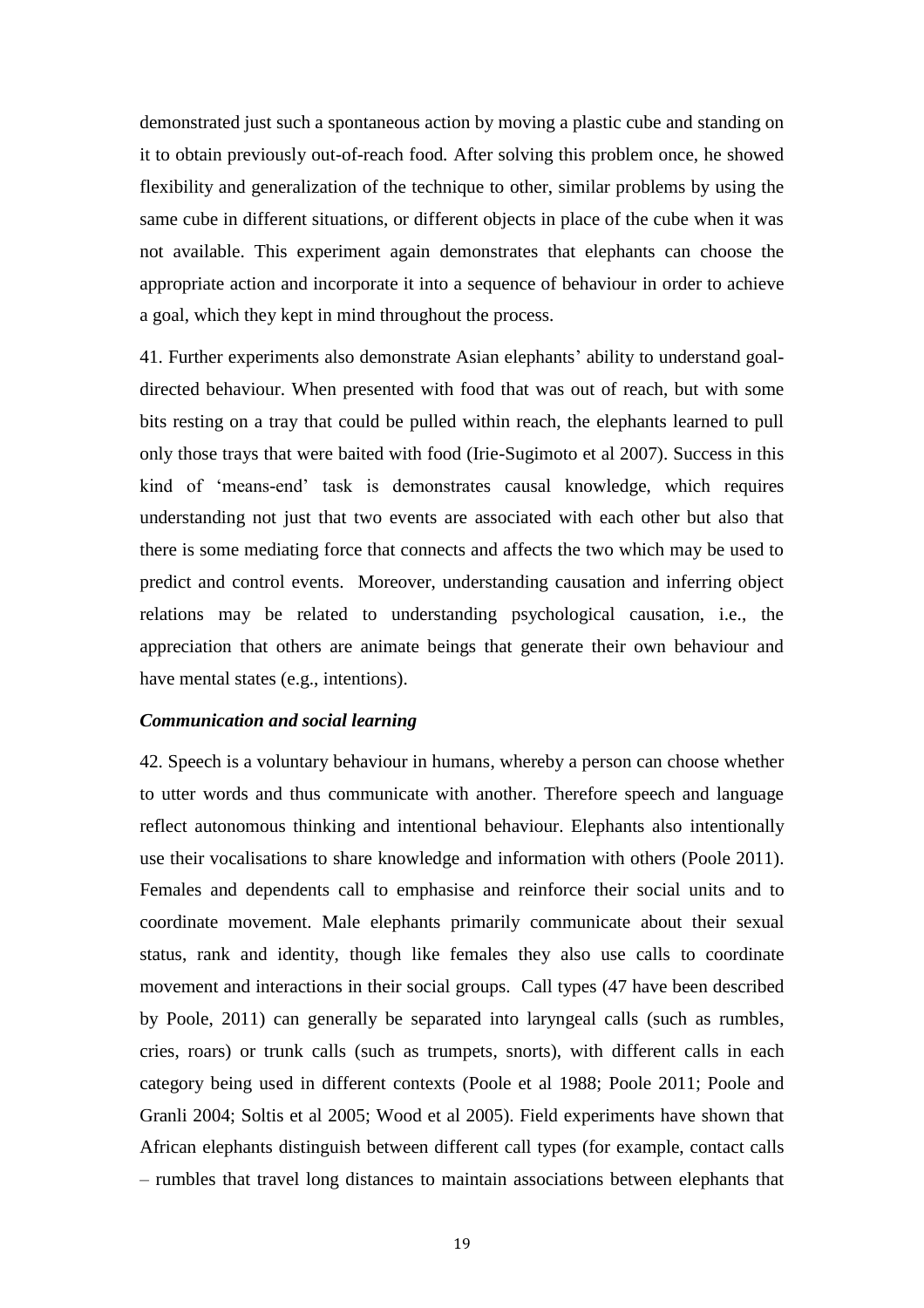demonstrated just such a spontaneous action by moving a plastic cube and standing on it to obtain previously out-of-reach food. After solving this problem once, he showed flexibility and generalization of the technique to other, similar problems by using the same cube in different situations, or different objects in place of the cube when it was not available. This experiment again demonstrates that elephants can choose the appropriate action and incorporate it into a sequence of behaviour in order to achieve a goal, which they kept in mind throughout the process.

41. Further experiments also demonstrate Asian elephants' ability to understand goal-directed behaviour. When presented with food that was out of reach, but with some bits resting on a tray that could be pulled within reach, the elephants learned to pull only those trays that were baited with food (Irie-Sugimoto et al 2007). Success in this kind of 'means-end' task is demonstrates causal knowledge, which requires understanding not just that two events are associated with each other but also that there is some mediating force that connects and affects the two which may be used to predict and control events. Moreover, understanding causation and inferring object relations may be related to understanding psychological causation, i.e., the appreciation that others are animate beings that generate their own behaviour and have mental states (e.g., intentions).

### *Communication and social learning*

42. Speech is a voluntary behaviour in humans, whereby a person can choose whether to utter words and thus communicate with another. Therefore speech and language reflect autonomous thinking and intentional behaviour. Elephants also intentionally use their vocalisations to share knowledge and information with others (Poole 2011). Females and dependents call to emphasise and reinforce their social units and to coordinate movement. Male elephants primarily communicate about their sexual status, rank and identity, though like females they also use calls to coordinate movement and interactions in their social groups. Call types (47 have been described by Poole, 2011) can generally be separated into laryngeal calls (such as rumbles, cries, roars) or trunk calls (such as trumpets, snorts), with different calls in each category being used in different contexts (Poole et al 1988; Poole 2011; Poole and Granli 2004; Soltis et al 2005; Wood et al 2005). Field experiments have shown that African elephants distinguish between different call types (for example, contact calls – rumbles that travel long distances to maintain associations between elephants that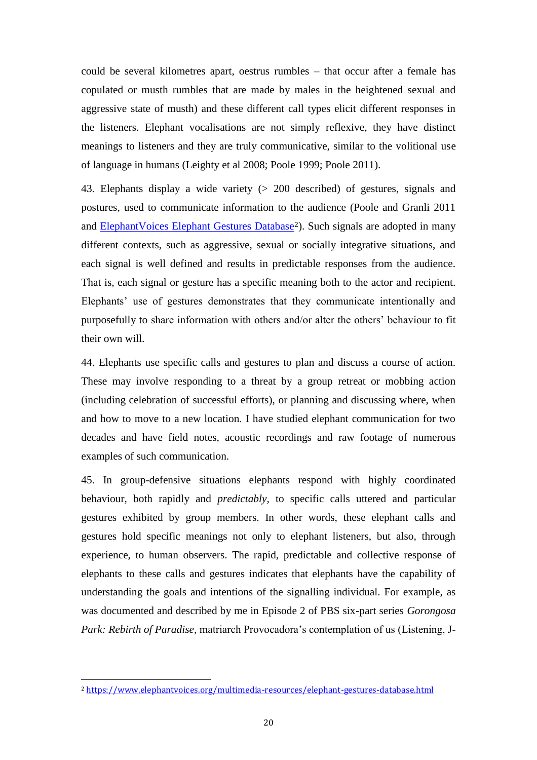could be several kilometres apart, oestrus rumbles – that occur after a female has copulated or musth rumbles that are made by males in the heightened sexual and aggressive state of musth) and these different call types elicit different responses in the listeners. Elephant vocalisations are not simply reflexive, they have distinct meanings to listeners and they are truly communicative, similar to the volitional use of language in humans (Leighty et al 2008; Poole 1999; Poole 2011).

43. Elephants display a wide variety (> 200 described) of gestures, signals and postures, used to communicate information to the audience (Poole and Granli 2011 and [ElephantVoices Elephant Gestures Database](https://www.elephantvoices.org/multimedia-resources/elephant-gestures-database.html)[2]). Such signals are adopted in many different contexts, such as aggressive, sexual or socially integrative situations, and each signal is well defined and results in predictable responses from the audience. That is, each signal or gesture has a specific meaning both to the actor and recipient. Elephants' use of gestures demonstrates that they communicate intentionally and purposefully to share information with others and/or alter the others' behaviour to fit their own will.

44. Elephants use specific calls and gestures to plan and discuss a course of action. These may involve responding to a threat by a group retreat or mobbing action (including celebration of successful efforts), or planning and discussing where, when and how to move to a new location. I have studied elephant communication for two decades and have field notes, acoustic recordings and raw footage of numerous examples of such communication.

45. In group-defensive situations elephants respond with highly coordinated behaviour, both rapidly and *predictably*, to specific calls uttered and particular gestures exhibited by group members. In other words, these elephant calls and gestures hold specific meanings not only to elephant listeners, but also, through experience, to human observers. The rapid, predictable and collective response of elephants to these calls and gestures indicates that elephants have the capability of understanding the goals and intentions of the signalling individual. For example, as was documented and described by me in Episode 2 of PBS six-part series *Gorongosa Park: Rebirth of Paradise*, matriarch Provocadora's contemplation of us (Listening, J-

[2] https://www.elephantvoices.org/multimedia-resources/elephant-gestures-database.html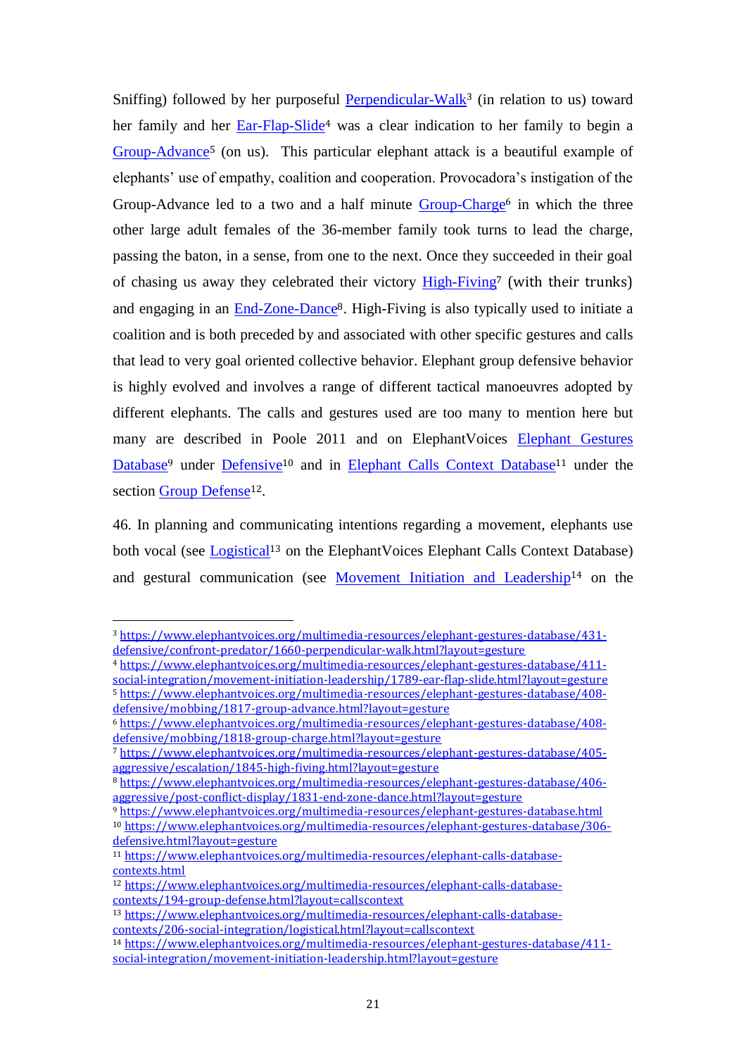Sniffing) followed by her purposeful Perpendicular-Walk[3] (in relation to us) toward her family and her Ear-Flap-Slide[4] was a clear indication to her family to begin a Group-Advance[5] (on us). This particular elephant attack is a beautiful example of elephants' use of empathy, coalition and cooperation. Provocadora's instigation of the Group-Advance led to a two and a half minute Group-Charge[6] in which the three other large adult females of the 36-member family took turns to lead the charge, passing the baton, in a sense, from one to the next. Once they succeeded in their goal of chasing us away they celebrated their victory High-Fiving[7] (with their trunks) and engaging in an End-Zone-Dance[8]. High-Fiving is also typically used to initiate a coalition and is both preceded by and associated with other specific gestures and calls that lead to very goal oriented collective behavior. Elephant group defensive behavior is highly evolved and involves a range of different tactical manoeuvres adopted by different elephants. The calls and gestures used are too many to mention here but many are described in Poole 2011 and on ElephantVoices Elephant Gestures Database[9] under Defensive[10] and in Elephant Calls Context Database[11] under the section Group Defense[12].

46. In planning and communicating intentions regarding a movement, elephants use both vocal (see Logistical[13] on the ElephantVoices Elephant Calls Context Database) and gestural communication (see Movement Initiation and Leadership[14] on the

---

[3] https://www.elephantvoices.org/multimedia-resources/elephant-gestures-database/431-defensive/confront-predator/1660-perpendicular-walk.html?layout=gesture

[4] https://www.elephantvoices.org/multimedia-resources/elephant-gestures-database/411-social-integration/movement-initiation-leadership/1789-ear-flap-slide.html?layout=gesture

[5] https://www.elephantvoices.org/multimedia-resources/elephant-gestures-database/408-defensive/mobbing/1817-group-advance.html?layout=gesture

[6] https://www.elephantvoices.org/multimedia-resources/elephant-gestures-database/408-defensive/mobbing/1818-group-charge.html?layout=gesture

[7] https://www.elephantvoices.org/multimedia-resources/elephant-gestures-database/405-aggressive/escalation/1845-high-fiving.html?layout=gesture

[8] https://www.elephantvoices.org/multimedia-resources/elephant-gestures-database/406-aggressive/post-conflict-display/1831-end-zone-dance.html?layout=gesture

[9] https://www.elephantvoices.org/multimedia-resources/elephant-gestures-database.html

[10] https://www.elephantvoices.org/multimedia-resources/elephant-gestures-database/306-defensive.html?layout=gesture

[11] https://www.elephantvoices.org/multimedia-resources/elephant-calls-database-contexts.html

[12] https://www.elephantvoices.org/multimedia-resources/elephant-calls-database-contexts/194-group-defense.html?layout=callscontext

[13] https://www.elephantvoices.org/multimedia-resources/elephant-calls-database-contexts/206-social-integration/logistical.html?layout=callscontext

[14] https://www.elephantvoices.org/multimedia-resources/elephant-gestures-database/411-social-integration/movement-initiation-leadership.html?layout=gesture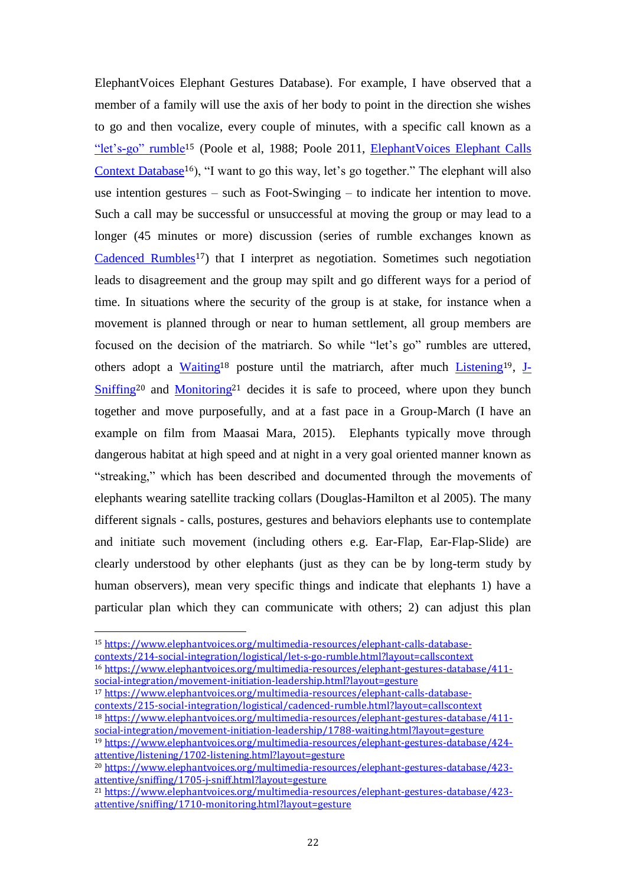ElephantVoices Elephant Gestures Database). For example, I have observed that a member of a family will use the axis of her body to point in the direction she wishes to go and then vocalize, every couple of minutes, with a specific call known as a "let's-go" rumble[15] (Poole et al, 1988; Poole 2011, ElephantVoices Elephant Calls Context Database[16]), "I want to go this way, let's go together." The elephant will also use intention gestures – such as Foot-Swinging – to indicate her intention to move. Such a call may be successful or unsuccessful at moving the group or may lead to a longer (45 minutes or more) discussion (series of rumble exchanges known as Cadenced Rumbles[17]) that I interpret as negotiation. Sometimes such negotiation leads to disagreement and the group may spilt and go different ways for a period of time. In situations where the security of the group is at stake, for instance when a movement is planned through or near to human settlement, all group members are focused on the decision of the matriarch. So while "let's go" rumbles are uttered, others adopt a Waiting[18] posture until the matriarch, after much Listening[19], J-Sniffing[20] and Monitoring[21] decides it is safe to proceed, where upon they bunch together and move purposefully, and at a fast pace in a Group-March (I have an example on film from Maasai Mara, 2015). Elephants typically move through dangerous habitat at high speed and at night in a very goal oriented manner known as "streaking," which has been described and documented through the movements of elephants wearing satellite tracking collars (Douglas-Hamilton et al 2005). The many different signals - calls, postures, gestures and behaviors elephants use to contemplate and initiate such movement (including others e.g. Ear-Flap, Ear-Flap-Slide) are clearly understood by other elephants (just as they can be by long-term study by human observers), mean very specific things and indicate that elephants 1) have a particular plan which they can communicate with others; 2) can adjust this plan

---

[15] https://www.elephantvoices.org/multimedia-resources/elephant-calls-database-contexts/214-social-integration/logistical/let-s-go-rumble.html?layout=callscontext

[16] https://www.elephantvoices.org/multimedia-resources/elephant-gestures-database/411-social-integration/movement-initiation-leadership.html?layout=gesture

[17] https://www.elephantvoices.org/multimedia-resources/elephant-calls-database-contexts/215-social-integration/logistical/cadenced-rumble.html?layout=callscontext

[18] https://www.elephantvoices.org/multimedia-resources/elephant-gestures-database/411-social-integration/movement-initiation-leadership/1788-waiting.html?layout=gesture

[19] https://www.elephantvoices.org/multimedia-resources/elephant-gestures-database/424-attentive/listening/1702-listening.html?layout=gesture

[20] https://www.elephantvoices.org/multimedia-resources/elephant-gestures-database/423-attentive/sniffing/1705-j-sniff.html?layout=gesture

[21] https://www.elephantvoices.org/multimedia-resources/elephant-gestures-database/423-attentive/sniffing/1710-monitoring.html?layout=gesture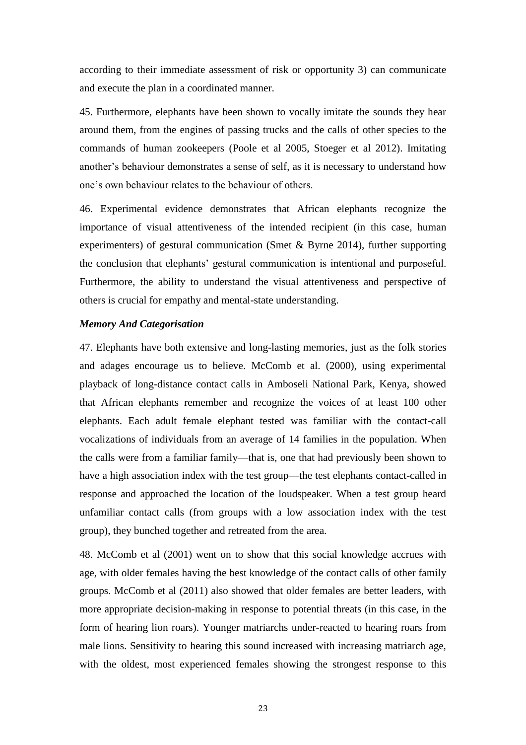according to their immediate assessment of risk or opportunity 3) can communicate and execute the plan in a coordinated manner.

45. Furthermore, elephants have been shown to vocally imitate the sounds they hear around them, from the engines of passing trucks and the calls of other species to the commands of human zookeepers (Poole et al 2005, Stoeger et al 2012). Imitating another's behaviour demonstrates a sense of self, as it is necessary to understand how one's own behaviour relates to the behaviour of others.

46. Experimental evidence demonstrates that African elephants recognize the importance of visual attentiveness of the intended recipient (in this case, human experimenters) of gestural communication (Smet & Byrne 2014), further supporting the conclusion that elephants' gestural communication is intentional and purposeful. Furthermore, the ability to understand the visual attentiveness and perspective of others is crucial for empathy and mental-state understanding.

***Memory And Categorisation***

47. Elephants have both extensive and long-lasting memories, just as the folk stories and adages encourage us to believe. McComb et al. (2000), using experimental playback of long-distance contact calls in Amboseli National Park, Kenya, showed that African elephants remember and recognize the voices of at least 100 other elephants. Each adult female elephant tested was familiar with the contact-call vocalizations of individuals from an average of 14 families in the population. When the calls were from a familiar family—that is, one that had previously been shown to have a high association index with the test group—the test elephants contact-called in response and approached the location of the loudspeaker. When a test group heard unfamiliar contact calls (from groups with a low association index with the test group), they bunched together and retreated from the area.

48. McComb et al (2001) went on to show that this social knowledge accrues with age, with older females having the best knowledge of the contact calls of other family groups. McComb et al (2011) also showed that older females are better leaders, with more appropriate decision-making in response to potential threats (in this case, in the form of hearing lion roars). Younger matriarchs under-reacted to hearing roars from male lions. Sensitivity to hearing this sound increased with increasing matriarch age, with the oldest, most experienced females showing the strongest response to this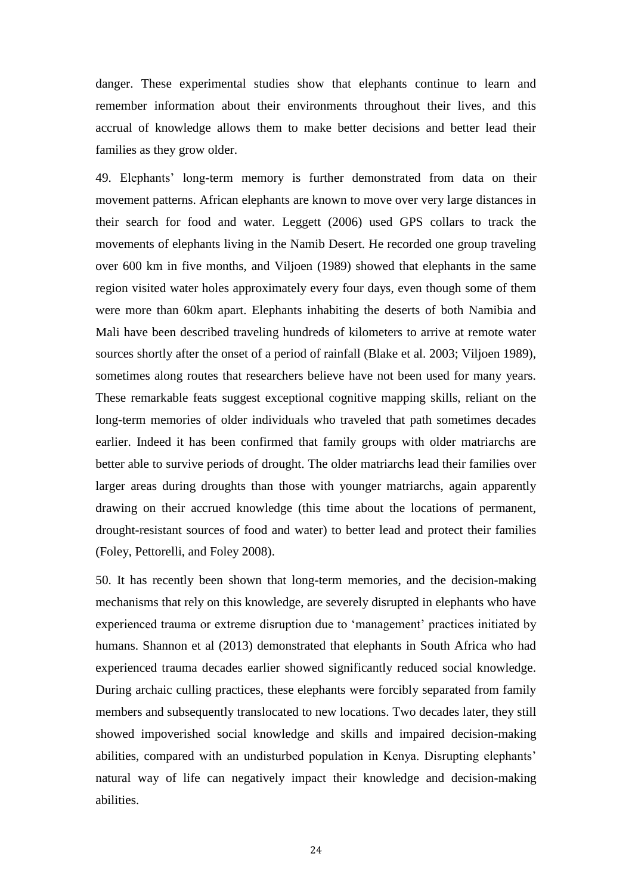danger. These experimental studies show that elephants continue to learn and remember information about their environments throughout their lives, and this accrual of knowledge allows them to make better decisions and better lead their families as they grow older.

49. Elephants' long-term memory is further demonstrated from data on their movement patterns. African elephants are known to move over very large distances in their search for food and water. Leggett (2006) used GPS collars to track the movements of elephants living in the Namib Desert. He recorded one group traveling over 600 km in five months, and Viljoen (1989) showed that elephants in the same region visited water holes approximately every four days, even though some of them were more than 60km apart. Elephants inhabiting the deserts of both Namibia and Mali have been described traveling hundreds of kilometers to arrive at remote water sources shortly after the onset of a period of rainfall (Blake et al. 2003; Viljoen 1989), sometimes along routes that researchers believe have not been used for many years. These remarkable feats suggest exceptional cognitive mapping skills, reliant on the long-term memories of older individuals who traveled that path sometimes decades earlier. Indeed it has been confirmed that family groups with older matriarchs are better able to survive periods of drought. The older matriarchs lead their families over larger areas during droughts than those with younger matriarchs, again apparently drawing on their accrued knowledge (this time about the locations of permanent, drought-resistant sources of food and water) to better lead and protect their families (Foley, Pettorelli, and Foley 2008).

50. It has recently been shown that long-term memories, and the decision-making mechanisms that rely on this knowledge, are severely disrupted in elephants who have experienced trauma or extreme disruption due to 'management' practices initiated by humans. Shannon et al (2013) demonstrated that elephants in South Africa who had experienced trauma decades earlier showed significantly reduced social knowledge. During archaic culling practices, these elephants were forcibly separated from family members and subsequently translocated to new locations. Two decades later, they still showed impoverished social knowledge and skills and impaired decision-making abilities, compared with an undisturbed population in Kenya. Disrupting elephants' natural way of life can negatively impact their knowledge and decision-making abilities.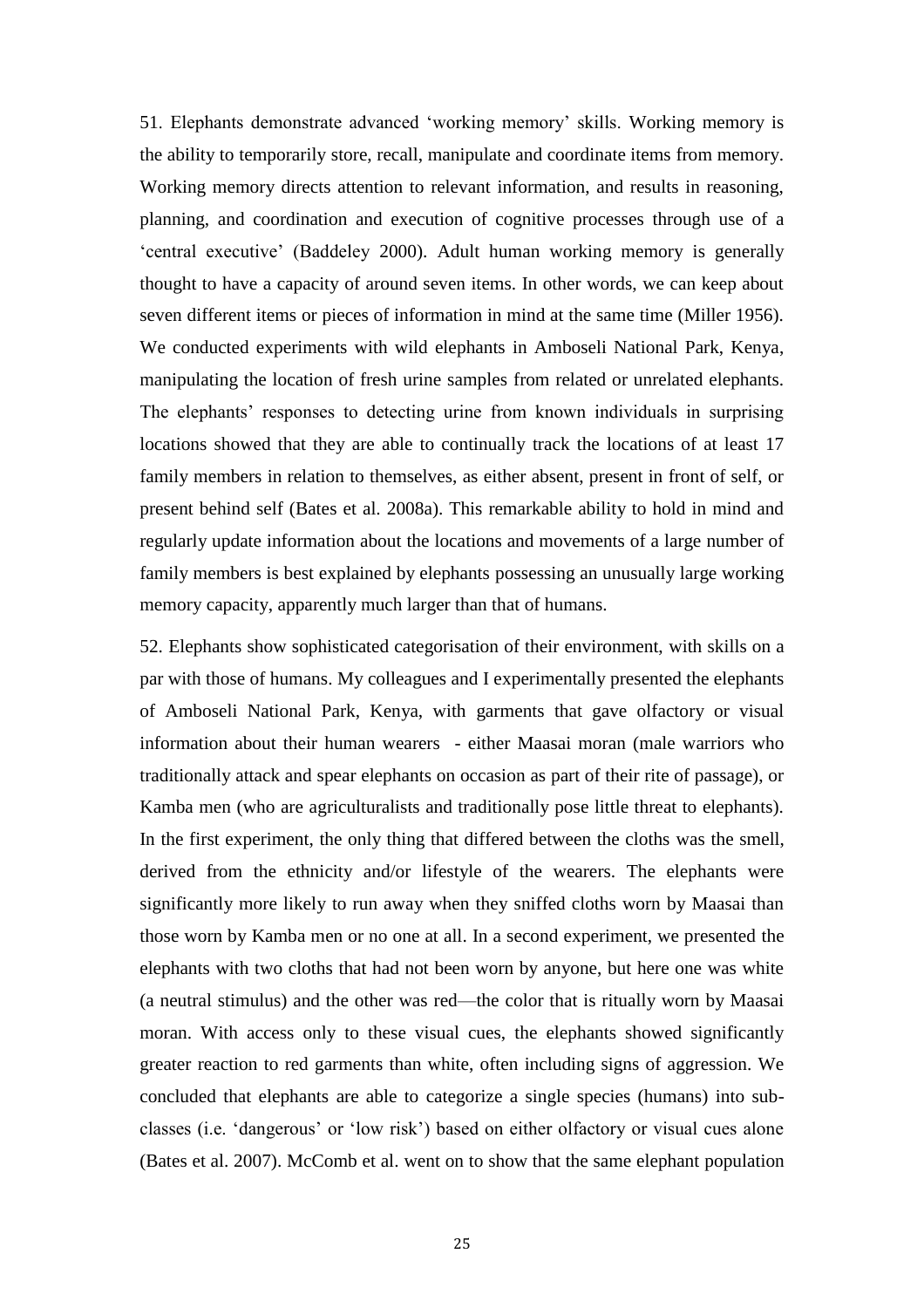51. Elephants demonstrate advanced 'working memory' skills. Working memory is the ability to temporarily store, recall, manipulate and coordinate items from memory. Working memory directs attention to relevant information, and results in reasoning, planning, and coordination and execution of cognitive processes through use of a 'central executive' (Baddeley 2000). Adult human working memory is generally thought to have a capacity of around seven items. In other words, we can keep about seven different items or pieces of information in mind at the same time (Miller 1956). We conducted experiments with wild elephants in Amboseli National Park, Kenya, manipulating the location of fresh urine samples from related or unrelated elephants. The elephants' responses to detecting urine from known individuals in surprising locations showed that they are able to continually track the locations of at least 17 family members in relation to themselves, as either absent, present in front of self, or present behind self (Bates et al. 2008a). This remarkable ability to hold in mind and regularly update information about the locations and movements of a large number of family members is best explained by elephants possessing an unusually large working memory capacity, apparently much larger than that of humans.

52. Elephants show sophisticated categorisation of their environment, with skills on a par with those of humans. My colleagues and I experimentally presented the elephants of Amboseli National Park, Kenya, with garments that gave olfactory or visual information about their human wearers - either Maasai moran (male warriors who traditionally attack and spear elephants on occasion as part of their rite of passage), or Kamba men (who are agriculturalists and traditionally pose little threat to elephants). In the first experiment, the only thing that differed between the cloths was the smell, derived from the ethnicity and/or lifestyle of the wearers. The elephants were significantly more likely to run away when they sniffed cloths worn by Maasai than those worn by Kamba men or no one at all. In a second experiment, we presented the elephants with two cloths that had not been worn by anyone, but here one was white (a neutral stimulus) and the other was red—the color that is ritually worn by Maasai moran. With access only to these visual cues, the elephants showed significantly greater reaction to red garments than white, often including signs of aggression. We concluded that elephants are able to categorize a single species (humans) into sub-classes (i.e. 'dangerous' or 'low risk') based on either olfactory or visual cues alone (Bates et al. 2007). McComb et al. went on to show that the same elephant population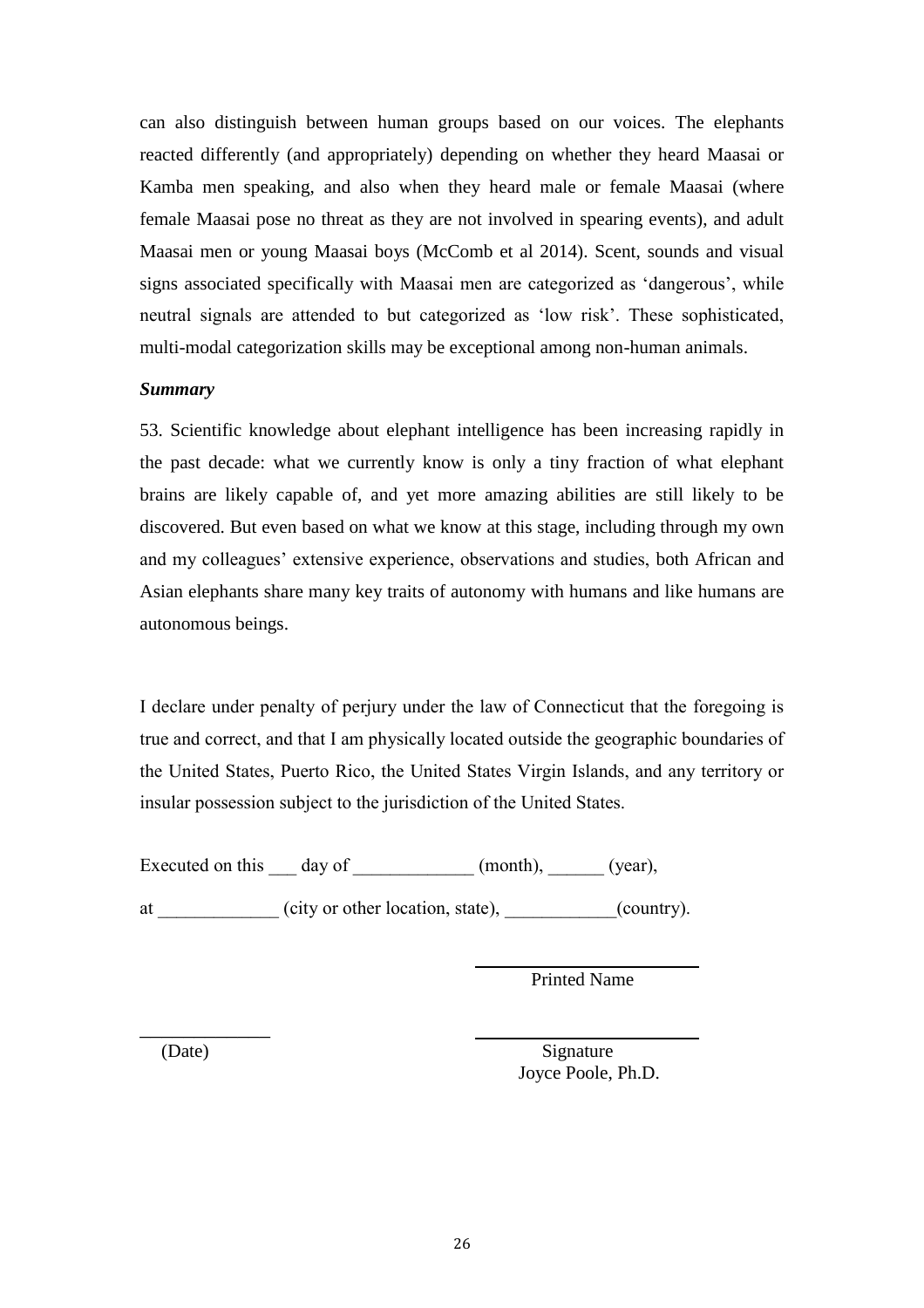can also distinguish between human groups based on our voices. The elephants reacted differently (and appropriately) depending on whether they heard Maasai or Kamba men speaking, and also when they heard male or female Maasai (where female Maasai pose no threat as they are not involved in spearing events), and adult Maasai men or young Maasai boys (McComb et al 2014). Scent, sounds and visual signs associated specifically with Maasai men are categorized as 'dangerous', while neutral signals are attended to but categorized as 'low risk'. These sophisticated, multi-modal categorization skills may be exceptional among non-human animals.

***Summary***

53. Scientific knowledge about elephant intelligence has been increasing rapidly in the past decade: what we currently know is only a tiny fraction of what elephant brains are likely capable of, and yet more amazing abilities are still likely to be discovered. But even based on what we know at this stage, including through my own and my colleagues' extensive experience, observations and studies, both African and Asian elephants share many key traits of autonomy with humans and like humans are autonomous beings.

I declare under penalty of perjury under the law of Connecticut that the foregoing is true and correct, and that I am physically located outside the geographic boundaries of the United States, Puerto Rico, the United States Virgin Islands, and any territory or insular possession subject to the jurisdiction of the United States.

Executed on this ___ day of _____________ (month), ______ (year),

at _____________ (city or other location, state), ____________(country).

_________________________
Printed Name

_______________ _________________________
(Date) Signature
Joyce Poole, Ph.D.